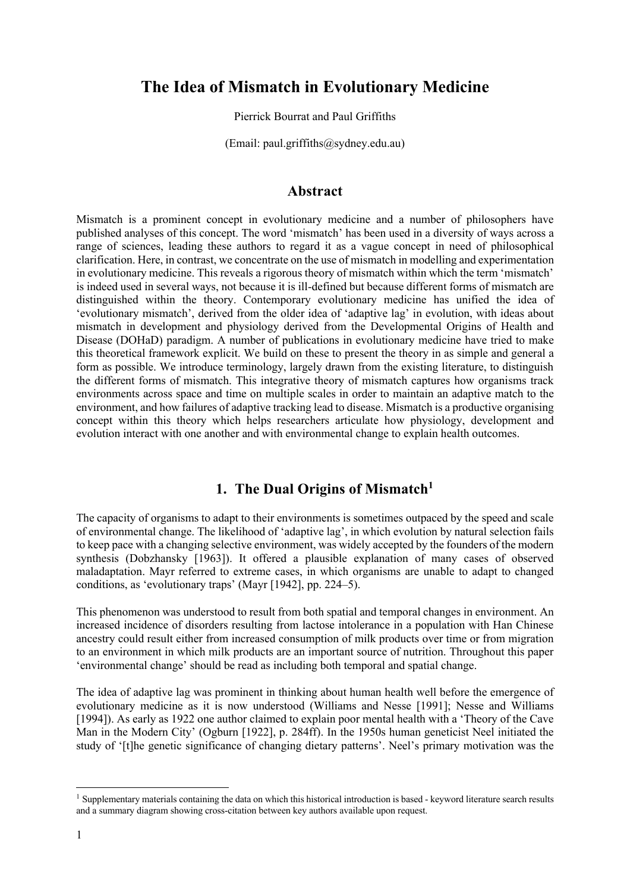# The Idea of Mismatch in Evolutionary Medicine

Pierrick Bourrat and Paul Griffiths

(Email: paul.griffiths@sydney.edu.au)

## Abstract

Mismatch is a prominent concept in evolutionary medicine and a number of philosophers have published analyses of this concept. The word 'mismatch' has been used in a diversity of ways across a range of sciences, leading these authors to regard it as a vague concept in need of philosophical clarification. Here, in contrast, we concentrate on the use of mismatch in modelling and experimentation in evolutionary medicine. This reveals a rigorous theory of mismatch within which the term 'mismatch' is indeed used in several ways, not because it is ill-defined but because different forms of mismatch are distinguished within the theory. Contemporary evolutionary medicine has unified the idea of 'evolutionary mismatch', derived from the older idea of 'adaptive lag' in evolution, with ideas about mismatch in development and physiology derived from the Developmental Origins of Health and Disease (DOHaD) paradigm. A number of publications in evolutionary medicine have tried to make this theoretical framework explicit. We build on these to present the theory in as simple and general a form as possible. We introduce terminology, largely drawn from the existing literature, to distinguish the different forms of mismatch. This integrative theory of mismatch captures how organisms track environments across space and time on multiple scales in order to maintain an adaptive match to the environment, and how failures of adaptive tracking lead to disease. Mismatch is a productive organising concept within this theory which helps researchers articulate how physiology, development and evolution interact with one another and with environmental change to explain health outcomes.

## 1. The Dual Origins of Mismatch[1]

The capacity of organisms to adapt to their environments is sometimes outpaced by the speed and scale of environmental change. The likelihood of 'adaptive lag', in which evolution by natural selection fails to keep pace with a changing selective environment, was widely accepted by the founders of the modern synthesis (Dobzhansky [1963]). It offered a plausible explanation of many cases of observed maladaptation. Mayr referred to extreme cases, in which organisms are unable to adapt to changed conditions, as 'evolutionary traps' (Mayr [1942], pp. 224–5).

This phenomenon was understood to result from both spatial and temporal changes in environment. An increased incidence of disorders resulting from lactose intolerance in a population with Han Chinese ancestry could result either from increased consumption of milk products over time or from migration to an environment in which milk products are an important source of nutrition. Throughout this paper 'environmental change' should be read as including both temporal and spatial change.

The idea of adaptive lag was prominent in thinking about human health well before the emergence of evolutionary medicine as it is now understood (Williams and Nesse [1991]; Nesse and Williams [1994]). As early as 1922 one author claimed to explain poor mental health with a 'Theory of the Cave Man in the Modern City' (Ogburn [1922], p. 284ff). In the 1950s human geneticist Neel initiated the study of '[t]he genetic significance of changing dietary patterns'. Neel's primary motivation was the

[1] Supplementary materials containing the data on which this historical introduction is based - keyword literature search results and a summary diagram showing cross-citation between key authors available upon request.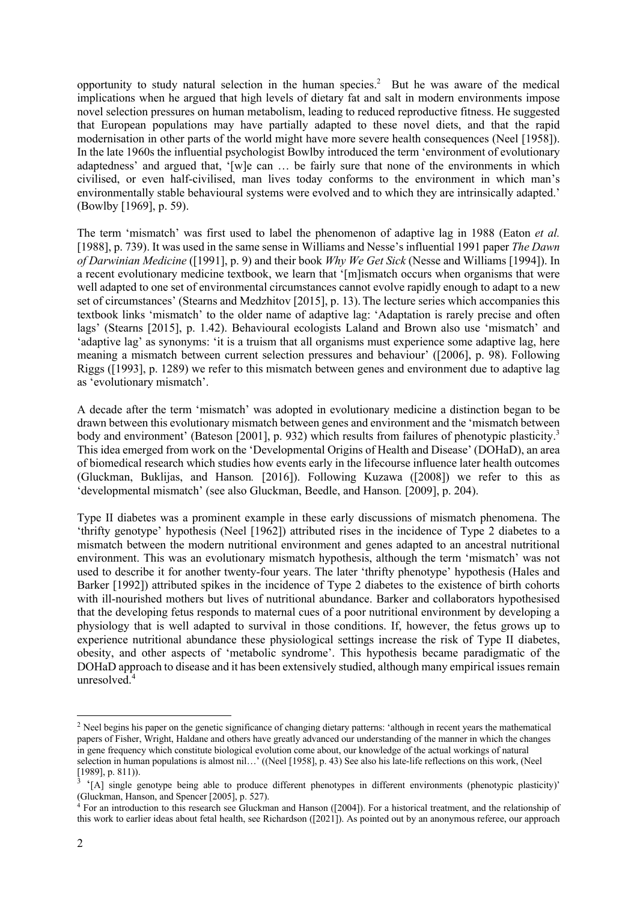opportunity to study natural selection in the human species.[2] But he was aware of the medical implications when he argued that high levels of dietary fat and salt in modern environments impose novel selection pressures on human metabolism, leading to reduced reproductive fitness. He suggested that European populations may have partially adapted to these novel diets, and that the rapid modernisation in other parts of the world might have more severe health consequences (Neel [1958]). In the late 1960s the influential psychologist Bowlby introduced the term 'environment of evolutionary adaptedness' and argued that, '[w]e can … be fairly sure that none of the environments in which civilised, or even half-civilised, man lives today conforms to the environment in which man's environmentally stable behavioural systems were evolved and to which they are intrinsically adapted.' (Bowlby [1969], p. 59).

The term 'mismatch' was first used to label the phenomenon of adaptive lag in 1988 (Eaton *et al.* [1988], p. 739). It was used in the same sense in Williams and Nesse's influential 1991 paper *The Dawn of Darwinian Medicine* ([1991], p. 9) and their book *Why We Get Sick* (Nesse and Williams [1994]). In a recent evolutionary medicine textbook, we learn that '[m]ismatch occurs when organisms that were well adapted to one set of environmental circumstances cannot evolve rapidly enough to adapt to a new set of circumstances' (Stearns and Medzhitov [2015], p. 13). The lecture series which accompanies this textbook links 'mismatch' to the older name of adaptive lag: 'Adaptation is rarely precise and often lags' (Stearns [2015], p. 1.42). Behavioural ecologists Laland and Brown also use 'mismatch' and 'adaptive lag' as synonyms: 'it is a truism that all organisms must experience some adaptive lag, here meaning a mismatch between current selection pressures and behaviour' ([2006], p. 98). Following Riggs ([1993], p. 1289) we refer to this mismatch between genes and environment due to adaptive lag as 'evolutionary mismatch'.

A decade after the term 'mismatch' was adopted in evolutionary medicine a distinction began to be drawn between this evolutionary mismatch between genes and environment and the 'mismatch between body and environment' (Bateson [2001], p. 932) which results from failures of phenotypic plasticity.[3] This idea emerged from work on the 'Developmental Origins of Health and Disease' (DOHaD), an area of biomedical research which studies how events early in the lifecourse influence later health outcomes (Gluckman, Buklijas, and Hanson*.* [2016]). Following Kuzawa ([2008]) we refer to this as 'developmental mismatch' (see also Gluckman, Beedle, and Hanson*.* [2009], p. 204).

Type II diabetes was a prominent example in these early discussions of mismatch phenomena. The 'thrifty genotype' hypothesis (Neel [1962]) attributed rises in the incidence of Type 2 diabetes to a mismatch between the modern nutritional environment and genes adapted to an ancestral nutritional environment. This was an evolutionary mismatch hypothesis, although the term 'mismatch' was not used to describe it for another twenty-four years. The later 'thrifty phenotype' hypothesis (Hales and Barker [1992]) attributed spikes in the incidence of Type 2 diabetes to the existence of birth cohorts with ill-nourished mothers but lives of nutritional abundance. Barker and collaborators hypothesised that the developing fetus responds to maternal cues of a poor nutritional environment by developing a physiology that is well adapted to survival in those conditions. If, however, the fetus grows up to experience nutritional abundance these physiological settings increase the risk of Type II diabetes, obesity, and other aspects of 'metabolic syndrome'. This hypothesis became paradigmatic of the DOHaD approach to disease and it has been extensively studied, although many empirical issues remain unresolved.[4]

---

[2] Neel begins his paper on the genetic significance of changing dietary patterns: 'although in recent years the mathematical papers of Fisher, Wright, Haldane and others have greatly advanced our understanding of the manner in which the changes in gene frequency which constitute biological evolution come about, our knowledge of the actual workings of natural selection in human populations is almost nil…' ((Neel [1958], p. 43) See also his late-life reflections on this work, (Neel [1989], p. 811)).

[3] '[A] single genotype being able to produce different phenotypes in different environments (phenotypic plasticity)' (Gluckman, Hanson, and Spencer [2005], p. 527).

[4] For an introduction to this research see Gluckman and Hanson ([2004]). For a historical treatment, and the relationship of this work to earlier ideas about fetal health, see Richardson ([2021]). As pointed out by an anonymous referee, our approach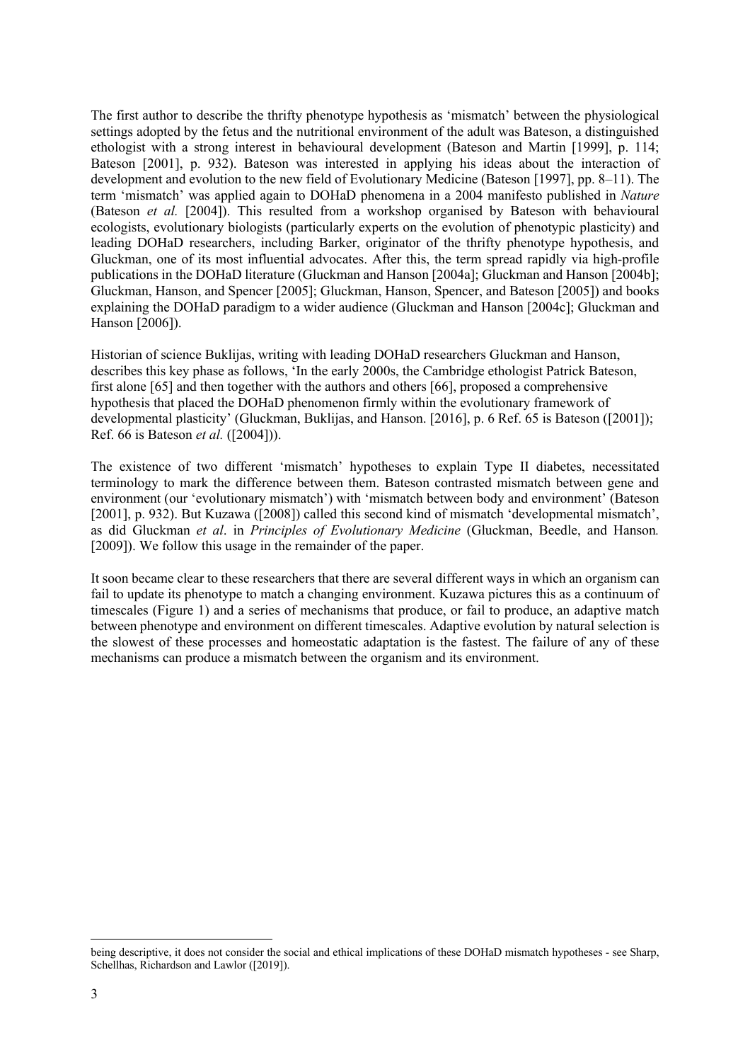The first author to describe the thrifty phenotype hypothesis as 'mismatch' between the physiological settings adopted by the fetus and the nutritional environment of the adult was Bateson, a distinguished ethologist with a strong interest in behavioural development (Bateson and Martin [1999], p. 114; Bateson [2001], p. 932). Bateson was interested in applying his ideas about the interaction of development and evolution to the new field of Evolutionary Medicine (Bateson [1997], pp. 8–11). The term 'mismatch' was applied again to DOHaD phenomena in a 2004 manifesto published in *Nature* (Bateson *et al.* [2004]). This resulted from a workshop organised by Bateson with behavioural ecologists, evolutionary biologists (particularly experts on the evolution of phenotypic plasticity) and leading DOHaD researchers, including Barker, originator of the thrifty phenotype hypothesis, and Gluckman, one of its most influential advocates. After this, the term spread rapidly via high-profile publications in the DOHaD literature (Gluckman and Hanson [2004a]; Gluckman and Hanson [2004b]; Gluckman, Hanson, and Spencer [2005]; Gluckman, Hanson, Spencer, and Bateson [2005]) and books explaining the DOHaD paradigm to a wider audience (Gluckman and Hanson [2004c]; Gluckman and Hanson [2006]).

Historian of science Buklijas, writing with leading DOHaD researchers Gluckman and Hanson, describes this key phase as follows, 'In the early 2000s, the Cambridge ethologist Patrick Bateson, first alone [65] and then together with the authors and others [66], proposed a comprehensive hypothesis that placed the DOHaD phenomenon firmly within the evolutionary framework of developmental plasticity' (Gluckman, Buklijas, and Hanson. [2016], p. 6 Ref. 65 is Bateson ([2001]); Ref. 66 is Bateson *et al.* ([2004])).

The existence of two different 'mismatch' hypotheses to explain Type II diabetes, necessitated terminology to mark the difference between them. Bateson contrasted mismatch between gene and environment (our 'evolutionary mismatch') with 'mismatch between body and environment' (Bateson [2001], p. 932). But Kuzawa ([2008]) called this second kind of mismatch 'developmental mismatch', as did Gluckman *et al*. in *Principles of Evolutionary Medicine* (Gluckman, Beedle, and Hanson*.* [2009]). We follow this usage in the remainder of the paper.

It soon became clear to these researchers that there are several different ways in which an organism can fail to update its phenotype to match a changing environment. Kuzawa pictures this as a continuum of timescales (Figure 1) and a series of mechanisms that produce, or fail to produce, an adaptive match between phenotype and environment on different timescales. Adaptive evolution by natural selection is the slowest of these processes and homeostatic adaptation is the fastest. The failure of any of these mechanisms can produce a mismatch between the organism and its environment.

---

being descriptive, it does not consider the social and ethical implications of these DOHaD mismatch hypotheses - see Sharp, Schellhas, Richardson and Lawlor ([2019]).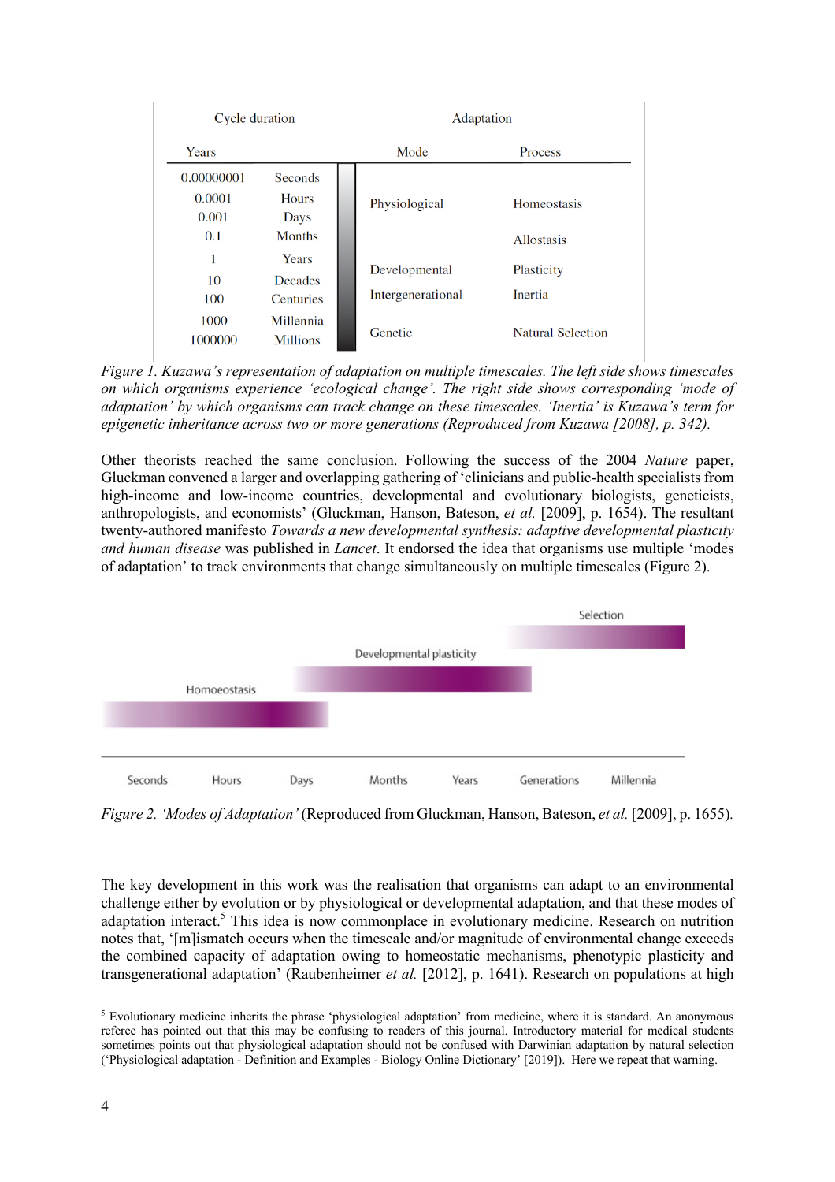| Cycle duration | | Adaptation | |
|---|---|---|---|
| Years | | Mode | Process |
| 0.00000001 | Seconds | | |
| 0.0001 | Hours | Physiological | Homeostasis |
| 0.001 | Days | | |
| 0.1 | Months | | Allostasis |
| 1 | Years | | |
| 10 | Decades | Developmental | Plasticity |
| 100 | Centuries | Intergenerational | Inertia |
| 1000 | Millennia | | |
| 1000000 | Millions | Genetic | Natural Selection |

*Figure 1. Kuzawa's representation of adaptation on multiple timescales. The left side shows timescales on which organisms experience 'ecological change'. The right side shows corresponding 'mode of adaptation' by which organisms can track change on these timescales. 'Inertia' is Kuzawa's term for epigenetic inheritance across two or more generations (Reproduced from Kuzawa [2008], p. 342).*

Other theorists reached the same conclusion. Following the success of the 2004 *Nature* paper, Gluckman convened a larger and overlapping gathering of 'clinicians and public-health specialists from high-income and low-income countries, developmental and evolutionary biologists, geneticists, anthropologists, and economists' (Gluckman, Hanson, Bateson, *et al.* [2009], p. 1654). The resultant twenty-authored manifesto *Towards a new developmental synthesis: adaptive developmental plasticity and human disease* was published in *Lancet*. It endorsed the idea that organisms use multiple 'modes of adaptation' to track environments that change simultaneously on multiple timescales (Figure 2).

Selection

Developmental plasticity

Homoeostasis

Seconds Hours Days Months Years Generations Millennia

*Figure 2. 'Modes of Adaptation'* (Reproduced from Gluckman, Hanson, Bateson, *et al.* [2009], p. 1655).

The key development in this work was the realisation that organisms can adapt to an environmental challenge either by evolution or by physiological or developmental adaptation, and that these modes of adaptation interact.[5] This idea is now commonplace in evolutionary medicine. Research on nutrition notes that, '[m]ismatch occurs when the timescale and/or magnitude of environmental change exceeds the combined capacity of adaptation owing to homeostatic mechanisms, phenotypic plasticity and transgenerational adaptation' (Raubenheimer *et al.* [2012], p. 1641). Research on populations at high

[5] Evolutionary medicine inherits the phrase 'physiological adaptation' from medicine, where it is standard. An anonymous referee has pointed out that this may be confusing to readers of this journal. Introductory material for medical students sometimes points out that physiological adaptation should not be confused with Darwinian adaptation by natural selection ('Physiological adaptation - Definition and Examples - Biology Online Dictionary' [2019]). Here we repeat that warning.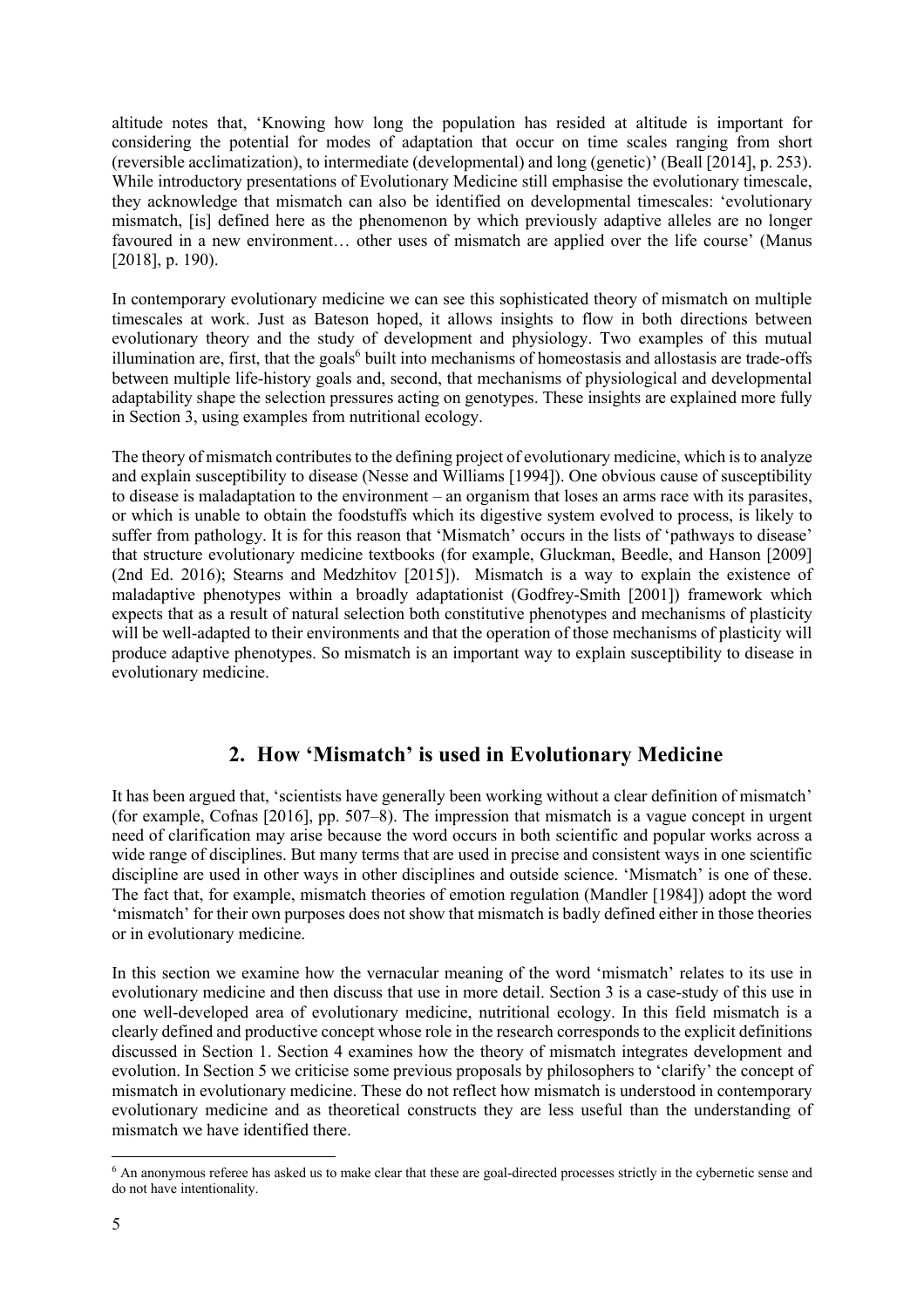altitude notes that, 'Knowing how long the population has resided at altitude is important for considering the potential for modes of adaptation that occur on time scales ranging from short (reversible acclimatization), to intermediate (developmental) and long (genetic)' (Beall [2014], p. 253). While introductory presentations of Evolutionary Medicine still emphasise the evolutionary timescale, they acknowledge that mismatch can also be identified on developmental timescales: 'evolutionary mismatch, [is] defined here as the phenomenon by which previously adaptive alleles are no longer favoured in a new environment… other uses of mismatch are applied over the life course' (Manus [2018], p. 190).

In contemporary evolutionary medicine we can see this sophisticated theory of mismatch on multiple timescales at work. Just as Bateson hoped, it allows insights to flow in both directions between evolutionary theory and the study of development and physiology. Two examples of this mutual illumination are, first, that the goals[6] built into mechanisms of homeostasis and allostasis are trade-offs between multiple life-history goals and, second, that mechanisms of physiological and developmental adaptability shape the selection pressures acting on genotypes. These insights are explained more fully in Section 3, using examples from nutritional ecology.

The theory of mismatch contributes to the defining project of evolutionary medicine, which is to analyze and explain susceptibility to disease (Nesse and Williams [1994]). One obvious cause of susceptibility to disease is maladaptation to the environment – an organism that loses an arms race with its parasites, or which is unable to obtain the foodstuffs which its digestive system evolved to process, is likely to suffer from pathology. It is for this reason that 'Mismatch' occurs in the lists of 'pathways to disease' that structure evolutionary medicine textbooks (for example, Gluckman, Beedle, and Hanson [2009] (2nd Ed. 2016); Stearns and Medzhitov [2015]). Mismatch is a way to explain the existence of maladaptive phenotypes within a broadly adaptationist (Godfrey-Smith [2001]) framework which expects that as a result of natural selection both constitutive phenotypes and mechanisms of plasticity will be well-adapted to their environments and that the operation of those mechanisms of plasticity will produce adaptive phenotypes. So mismatch is an important way to explain susceptibility to disease in evolutionary medicine.

## 2. How 'Mismatch' is used in Evolutionary Medicine

It has been argued that, 'scientists have generally been working without a clear definition of mismatch' (for example, Cofnas [2016], pp. 507–8). The impression that mismatch is a vague concept in urgent need of clarification may arise because the word occurs in both scientific and popular works across a wide range of disciplines. But many terms that are used in precise and consistent ways in one scientific discipline are used in other ways in other disciplines and outside science. 'Mismatch' is one of these. The fact that, for example, mismatch theories of emotion regulation (Mandler [1984]) adopt the word 'mismatch' for their own purposes does not show that mismatch is badly defined either in those theories or in evolutionary medicine.

In this section we examine how the vernacular meaning of the word 'mismatch' relates to its use in evolutionary medicine and then discuss that use in more detail. Section 3 is a case-study of this use in one well-developed area of evolutionary medicine, nutritional ecology. In this field mismatch is a clearly defined and productive concept whose role in the research corresponds to the explicit definitions discussed in Section 1. Section 4 examines how the theory of mismatch integrates development and evolution. In Section 5 we criticise some previous proposals by philosophers to 'clarify' the concept of mismatch in evolutionary medicine. These do not reflect how mismatch is understood in contemporary evolutionary medicine and as theoretical constructs they are less useful than the understanding of mismatch we have identified there.

[6] An anonymous referee has asked us to make clear that these are goal-directed processes strictly in the cybernetic sense and do not have intentionality.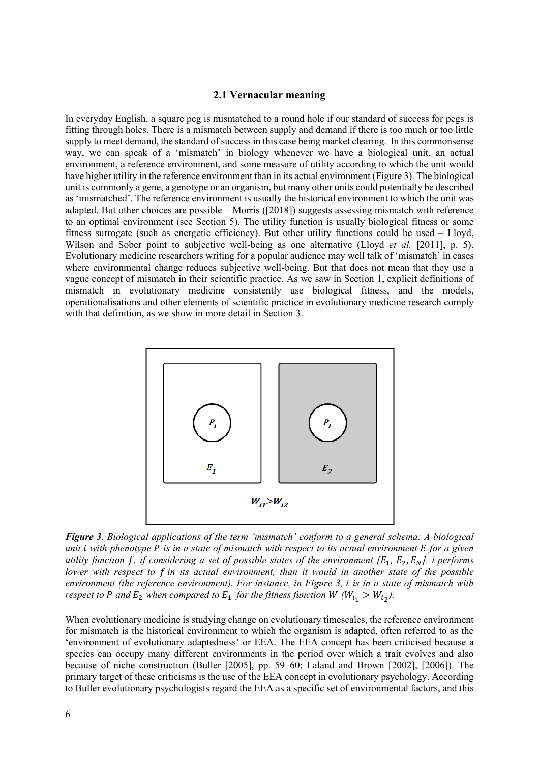### 2.1 Vernacular meaning

In everyday English, a square peg is mismatched to a round hole if our standard of success for pegs is fitting through holes. There is a mismatch between supply and demand if there is too much or too little supply to meet demand, the standard of success in this case being market clearing. In this commonsense way, we can speak of a 'mismatch' in biology whenever we have a biological unit, an actual environment, a reference environment, and some measure of utility according to which the unit would have higher utility in the reference environment than in its actual environment (Figure 3). The biological unit is commonly a gene, a genotype or an organism, but many other units could potentially be described as 'mismatched'. The reference environment is usually the historical environment to which the unit was adapted. But other choices are possible – Morris ([2018]) suggests assessing mismatch with reference to an optimal environment (see Section 5). The utility function is usually biological fitness or some fitness surrogate (such as energetic efficiency). But other utility functions could be used – Lloyd, Wilson and Sober point to subjective well-being as one alternative (Lloyd *et al.* [2011], p. 5). Evolutionary medicine researchers writing for a popular audience may well talk of 'mismatch' in cases where environmental change reduces subjective well-being. But that does not mean that they use a vague concept of mismatch in their scientific practice. As we saw in Section 1, explicit definitions of mismatch in evolutionary medicine consistently use biological fitness, and the models, operationalisations and other elements of scientific practice in evolutionary medicine research comply with that definition, as we show in more detail in Section 3.

$P_i$ $P_i$

$E_1$ $E_2$

$W_{i1} > W_{i2}$

***Figure 3****. Biological applications of the term 'mismatch' conform to a general schema: A biological unit $i$ with phenotype $P$ is in a state of mismatch with respect to its actual environment $E$ for a given utility function $f$, if considering a set of possible states of the environment $[E_1, E_2, E_N]$, $i$ performs lower with respect to $f$ in its actual environment, than it would in another state of the possible environment (the reference environment). For instance, in Figure 3, $i$ is in a state of mismatch with respect to $P$ and $E_2$ when compared to $E_1$ for the fitness function $W$ ($W_{i_1} > W_{i_2}$).*

When evolutionary medicine is studying change on evolutionary timescales, the reference environment for mismatch is the historical environment to which the organism is adapted, often referred to as the 'environment of evolutionary adaptedness' or EEA. The EEA concept has been criticised because a species can occupy many different environments in the period over which a trait evolves and also because of niche construction (Buller [2005], pp. 59–60; Laland and Brown [2002], [2006]). The primary target of these criticisms is the use of the EEA concept in evolutionary psychology. According to Buller evolutionary psychologists regard the EEA as a specific set of environmental factors, and this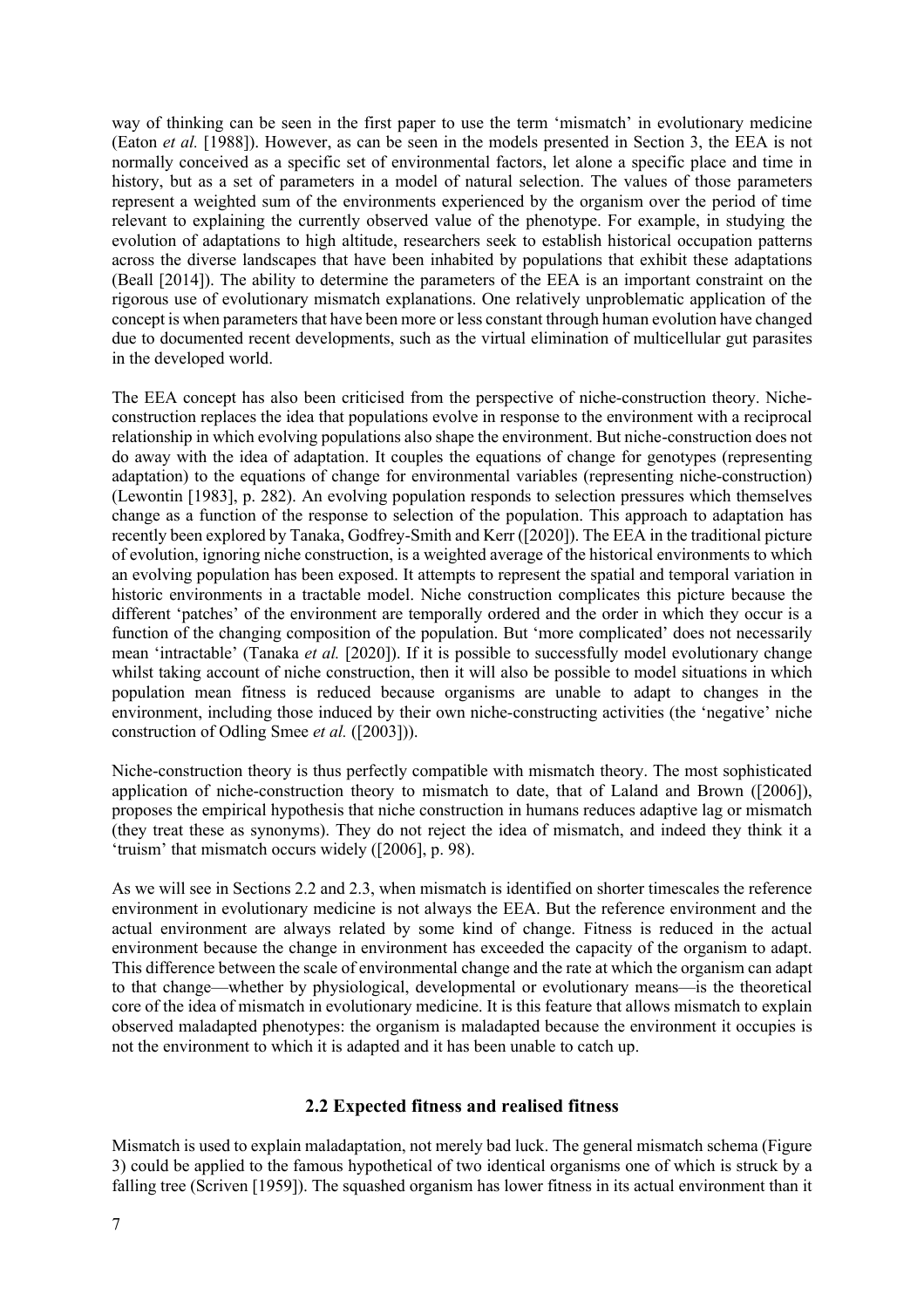way of thinking can be seen in the first paper to use the term 'mismatch' in evolutionary medicine (Eaton *et al.* [1988]). However, as can be seen in the models presented in Section 3, the EEA is not normally conceived as a specific set of environmental factors, let alone a specific place and time in history, but as a set of parameters in a model of natural selection. The values of those parameters represent a weighted sum of the environments experienced by the organism over the period of time relevant to explaining the currently observed value of the phenotype. For example, in studying the evolution of adaptations to high altitude, researchers seek to establish historical occupation patterns across the diverse landscapes that have been inhabited by populations that exhibit these adaptations (Beall [2014]). The ability to determine the parameters of the EEA is an important constraint on the rigorous use of evolutionary mismatch explanations. One relatively unproblematic application of the concept is when parameters that have been more or less constant through human evolution have changed due to documented recent developments, such as the virtual elimination of multicellular gut parasites in the developed world.

The EEA concept has also been criticised from the perspective of niche-construction theory. Niche-construction replaces the idea that populations evolve in response to the environment with a reciprocal relationship in which evolving populations also shape the environment. But niche-construction does not do away with the idea of adaptation. It couples the equations of change for genotypes (representing adaptation) to the equations of change for environmental variables (representing niche-construction) (Lewontin [1983], p. 282). An evolving population responds to selection pressures which themselves change as a function of the response to selection of the population. This approach to adaptation has recently been explored by Tanaka, Godfrey-Smith and Kerr ([2020]). The EEA in the traditional picture of evolution, ignoring niche construction, is a weighted average of the historical environments to which an evolving population has been exposed. It attempts to represent the spatial and temporal variation in historic environments in a tractable model. Niche construction complicates this picture because the different 'patches' of the environment are temporally ordered and the order in which they occur is a function of the changing composition of the population. But 'more complicated' does not necessarily mean 'intractable' (Tanaka *et al.* [2020]). If it is possible to successfully model evolutionary change whilst taking account of niche construction, then it will also be possible to model situations in which population mean fitness is reduced because organisms are unable to adapt to changes in the environment, including those induced by their own niche-constructing activities (the 'negative' niche construction of Odling Smee *et al.* ([2003])).

Niche-construction theory is thus perfectly compatible with mismatch theory. The most sophisticated application of niche-construction theory to mismatch to date, that of Laland and Brown ([2006]), proposes the empirical hypothesis that niche construction in humans reduces adaptive lag or mismatch (they treat these as synonyms). They do not reject the idea of mismatch, and indeed they think it a 'truism' that mismatch occurs widely ([2006], p. 98).

As we will see in Sections 2.2 and 2.3, when mismatch is identified on shorter timescales the reference environment in evolutionary medicine is not always the EEA. But the reference environment and the actual environment are always related by some kind of change. Fitness is reduced in the actual environment because the change in environment has exceeded the capacity of the organism to adapt. This difference between the scale of environmental change and the rate at which the organism can adapt to that change—whether by physiological, developmental or evolutionary means—is the theoretical core of the idea of mismatch in evolutionary medicine. It is this feature that allows mismatch to explain observed maladapted phenotypes: the organism is maladapted because the environment it occupies is not the environment to which it is adapted and it has been unable to catch up.

## 2.2 Expected fitness and realised fitness

Mismatch is used to explain maladaptation, not merely bad luck. The general mismatch schema (Figure 3) could be applied to the famous hypothetical of two identical organisms one of which is struck by a falling tree (Scriven [1959]). The squashed organism has lower fitness in its actual environment than it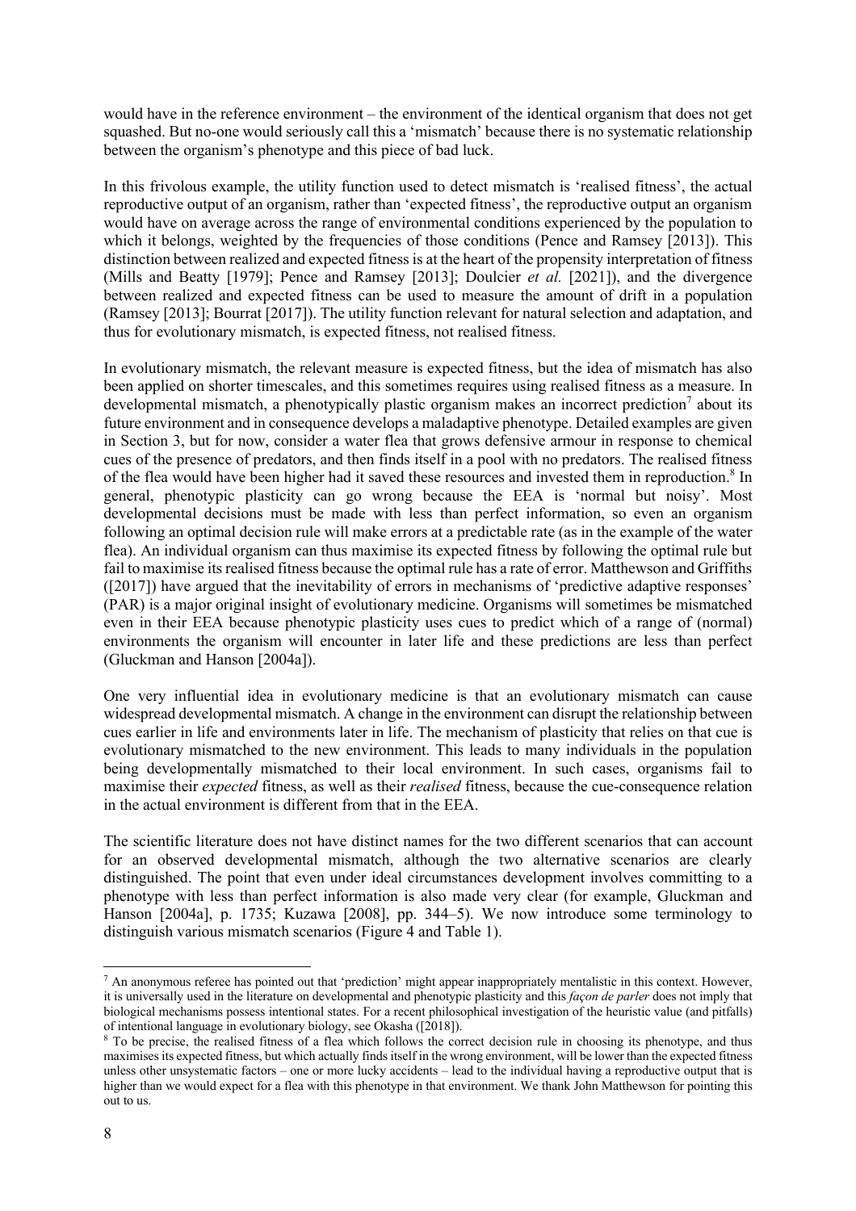would have in the reference environment – the environment of the identical organism that does not get squashed. But no-one would seriously call this a 'mismatch' because there is no systematic relationship between the organism's phenotype and this piece of bad luck.

In this frivolous example, the utility function used to detect mismatch is 'realised fitness', the actual reproductive output of an organism, rather than 'expected fitness', the reproductive output an organism would have on average across the range of environmental conditions experienced by the population to which it belongs, weighted by the frequencies of those conditions (Pence and Ramsey [2013]). This distinction between realized and expected fitness is at the heart of the propensity interpretation of fitness (Mills and Beatty [1979]; Pence and Ramsey [2013]; Doulcier *et al.* [2021]), and the divergence between realized and expected fitness can be used to measure the amount of drift in a population (Ramsey [2013]; Bourrat [2017]). The utility function relevant for natural selection and adaptation, and thus for evolutionary mismatch, is expected fitness, not realised fitness.

In evolutionary mismatch, the relevant measure is expected fitness, but the idea of mismatch has also been applied on shorter timescales, and this sometimes requires using realised fitness as a measure. In developmental mismatch, a phenotypically plastic organism makes an incorrect prediction[7] about its future environment and in consequence develops a maladaptive phenotype. Detailed examples are given in Section 3, but for now, consider a water flea that grows defensive armour in response to chemical cues of the presence of predators, and then finds itself in a pool with no predators. The realised fitness of the flea would have been higher had it saved these resources and invested them in reproduction.[8] In general, phenotypic plasticity can go wrong because the EEA is 'normal but noisy'. Most developmental decisions must be made with less than perfect information, so even an organism following an optimal decision rule will make errors at a predictable rate (as in the example of the water flea). An individual organism can thus maximise its expected fitness by following the optimal rule but fail to maximise its realised fitness because the optimal rule has a rate of error. Matthewson and Griffiths ([2017]) have argued that the inevitability of errors in mechanisms of 'predictive adaptive responses' (PAR) is a major original insight of evolutionary medicine. Organisms will sometimes be mismatched even in their EEA because phenotypic plasticity uses cues to predict which of a range of (normal) environments the organism will encounter in later life and these predictions are less than perfect (Gluckman and Hanson [2004a]).

One very influential idea in evolutionary medicine is that an evolutionary mismatch can cause widespread developmental mismatch. A change in the environment can disrupt the relationship between cues earlier in life and environments later in life. The mechanism of plasticity that relies on that cue is evolutionary mismatched to the new environment. This leads to many individuals in the population being developmentally mismatched to their local environment. In such cases, organisms fail to maximise their *expected* fitness, as well as their *realised* fitness, because the cue-consequence relation in the actual environment is different from that in the EEA.

The scientific literature does not have distinct names for the two different scenarios that can account for an observed developmental mismatch, although the two alternative scenarios are clearly distinguished. The point that even under ideal circumstances development involves committing to a phenotype with less than perfect information is also made very clear (for example, Gluckman and Hanson [2004a], p. 1735; Kuzawa [2008], pp. 344–5). We now introduce some terminology to distinguish various mismatch scenarios (Figure 4 and Table 1).

---

[7] An anonymous referee has pointed out that 'prediction' might appear inappropriately mentalistic in this context. However, it is universally used in the literature on developmental and phenotypic plasticity and this *façon de parler* does not imply that biological mechanisms possess intentional states. For a recent philosophical investigation of the heuristic value (and pitfalls) of intentional language in evolutionary biology, see Okasha ([2018]).

[8] To be precise, the realised fitness of a flea which follows the correct decision rule in choosing its phenotype, and thus maximises its expected fitness, but which actually finds itself in the wrong environment, will be lower than the expected fitness unless other unsystematic factors – one or more lucky accidents – lead to the individual having a reproductive output that is higher than we would expect for a flea with this phenotype in that environment. We thank John Matthewson for pointing this out to us.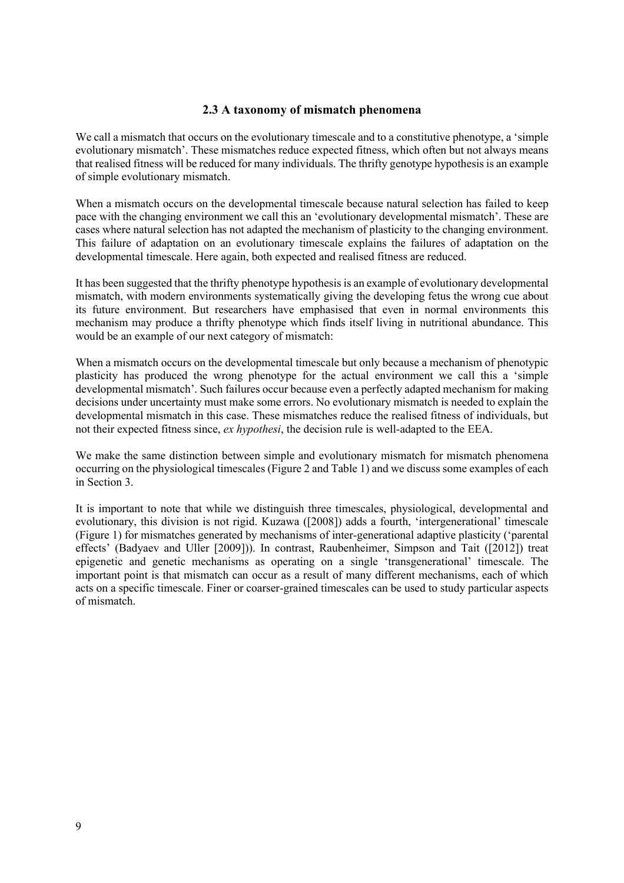### 2.3 A taxonomy of mismatch phenomena

We call a mismatch that occurs on the evolutionary timescale and to a constitutive phenotype, a 'simple evolutionary mismatch'. These mismatches reduce expected fitness, which often but not always means that realised fitness will be reduced for many individuals. The thrifty genotype hypothesis is an example of simple evolutionary mismatch.

When a mismatch occurs on the developmental timescale because natural selection has failed to keep pace with the changing environment we call this an 'evolutionary developmental mismatch'. These are cases where natural selection has not adapted the mechanism of plasticity to the changing environment. This failure of adaptation on an evolutionary timescale explains the failures of adaptation on the developmental timescale. Here again, both expected and realised fitness are reduced.

It has been suggested that the thrifty phenotype hypothesis is an example of evolutionary developmental mismatch, with modern environments systematically giving the developing fetus the wrong cue about its future environment. But researchers have emphasised that even in normal environments this mechanism may produce a thrifty phenotype which finds itself living in nutritional abundance. This would be an example of our next category of mismatch:

When a mismatch occurs on the developmental timescale but only because a mechanism of phenotypic plasticity has produced the wrong phenotype for the actual environment we call this a 'simple developmental mismatch'. Such failures occur because even a perfectly adapted mechanism for making decisions under uncertainty must make some errors. No evolutionary mismatch is needed to explain the developmental mismatch in this case. These mismatches reduce the realised fitness of individuals, but not their expected fitness since, *ex hypothesi*, the decision rule is well-adapted to the EEA.

We make the same distinction between simple and evolutionary mismatch for mismatch phenomena occurring on the physiological timescales (Figure 2 and Table 1) and we discuss some examples of each in Section 3.

It is important to note that while we distinguish three timescales, physiological, developmental and evolutionary, this division is not rigid. Kuzawa ([2008]) adds a fourth, 'intergenerational' timescale (Figure 1) for mismatches generated by mechanisms of inter-generational adaptive plasticity ('parental effects' (Badyaev and Uller [2009])). In contrast, Raubenheimer, Simpson and Tait ([2012]) treat epigenetic and genetic mechanisms as operating on a single 'transgenerational' timescale. The important point is that mismatch can occur as a result of many different mechanisms, each of which acts on a specific timescale. Finer or coarser-grained timescales can be used to study particular aspects of mismatch.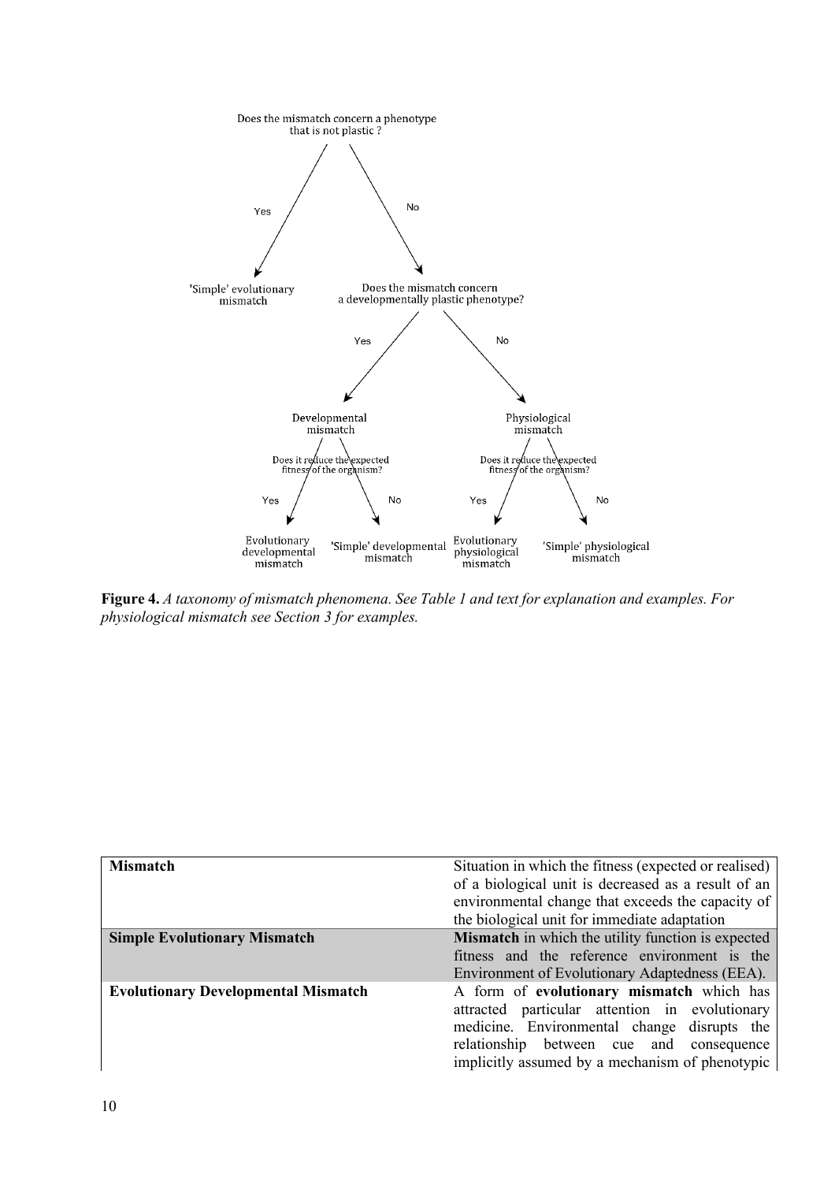Does the mismatch concern a phenotype that is not plastic ?

Yes → 'Simple' evolutionary mismatch

No → Does the mismatch concern a developmentally plastic phenotype?

Yes → Developmental mismatch → Does it reduce the expected fitness of the organism?
- Yes → Evolutionary developmental mismatch
- No → 'Simple' developmental mismatch

No → Physiological mismatch → Does it reduce the expected fitness of the organism?
- Yes → Evolutionary physiological mismatch
- No → 'Simple' physiological mismatch

**Figure 4.** *A taxonomy of mismatch phenomena. See Table 1 and text for explanation and examples. For physiological mismatch see Section 3 for examples.*

| | |
|---|---|
| **Mismatch** | Situation in which the fitness (expected or realised) of a biological unit is decreased as a result of an environmental change that exceeds the capacity of the biological unit for immediate adaptation |
| **Simple Evolutionary Mismatch** | **Mismatch** in which the utility function is expected fitness and the reference environment is the Environment of Evolutionary Adaptedness (EEA). |
| **Evolutionary Developmental Mismatch** | A form of **evolutionary mismatch** which has attracted particular attention in evolutionary medicine. Environmental change disrupts the relationship between cue and consequence implicitly assumed by a mechanism of phenotypic |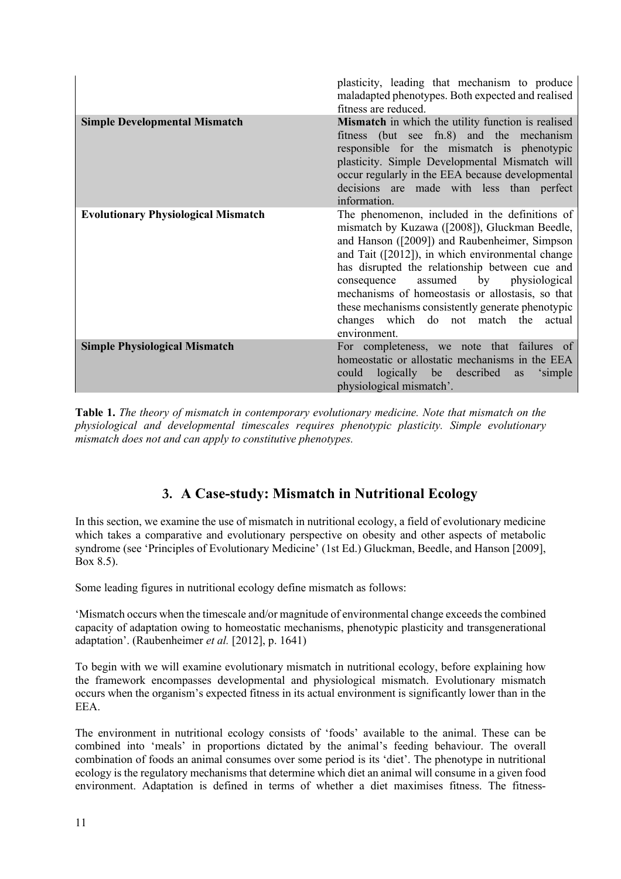| | |
|---|---|
| | plasticity, leading that mechanism to produce maladapted phenotypes. Both expected and realised fitness are reduced. |
| **Simple Developmental Mismatch** | **Mismatch** in which the utility function is realised fitness (but see fn.8) and the mechanism responsible for the mismatch is phenotypic plasticity. Simple Developmental Mismatch will occur regularly in the EEA because developmental decisions are made with less than perfect information. |
| **Evolutionary Physiological Mismatch** | The phenomenon, included in the definitions of mismatch by Kuzawa ([2008]), Gluckman Beedle, and Hanson ([2009]) and Raubenheimer, Simpson and Tait ([2012]), in which environmental change has disrupted the relationship between cue and consequence assumed by physiological mechanisms of homeostasis or allostasis, so that these mechanisms consistently generate phenotypic changes which do not match the actual environment. |
| **Simple Physiological Mismatch** | For completeness, we note that failures of homeostatic or allostatic mechanisms in the EEA could logically be described as 'simple physiological mismatch'. |

**Table 1.** *The theory of mismatch in contemporary evolutionary medicine. Note that mismatch on the physiological and developmental timescales requires phenotypic plasticity. Simple evolutionary mismatch does not and can apply to constitutive phenotypes.*

## 3. A Case-study: Mismatch in Nutritional Ecology

In this section, we examine the use of mismatch in nutritional ecology, a field of evolutionary medicine which takes a comparative and evolutionary perspective on obesity and other aspects of metabolic syndrome (see 'Principles of Evolutionary Medicine' (1st Ed.) Gluckman, Beedle, and Hanson [2009], Box 8.5).

Some leading figures in nutritional ecology define mismatch as follows:

'Mismatch occurs when the timescale and/or magnitude of environmental change exceeds the combined capacity of adaptation owing to homeostatic mechanisms, phenotypic plasticity and transgenerational adaptation'. (Raubenheimer *et al.* [2012], p. 1641)

To begin with we will examine evolutionary mismatch in nutritional ecology, before explaining how the framework encompasses developmental and physiological mismatch. Evolutionary mismatch occurs when the organism's expected fitness in its actual environment is significantly lower than in the EEA.

The environment in nutritional ecology consists of 'foods' available to the animal. These can be combined into 'meals' in proportions dictated by the animal's feeding behaviour. The overall combination of foods an animal consumes over some period is its 'diet'. The phenotype in nutritional ecology is the regulatory mechanisms that determine which diet an animal will consume in a given food environment. Adaptation is defined in terms of whether a diet maximises fitness. The fitness-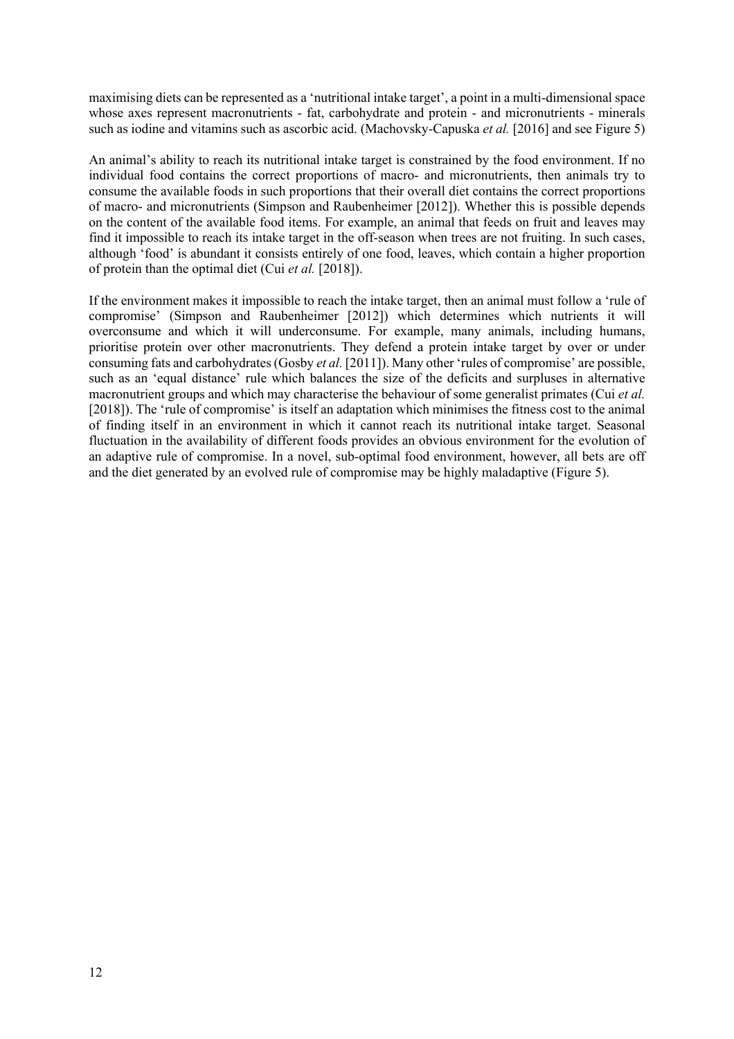maximising diets can be represented as a 'nutritional intake target', a point in a multi-dimensional space whose axes represent macronutrients - fat, carbohydrate and protein - and micronutrients - minerals such as iodine and vitamins such as ascorbic acid. (Machovsky-Capuska *et al.* [2016] and see Figure 5)

An animal's ability to reach its nutritional intake target is constrained by the food environment. If no individual food contains the correct proportions of macro- and micronutrients, then animals try to consume the available foods in such proportions that their overall diet contains the correct proportions of macro- and micronutrients (Simpson and Raubenheimer [2012]). Whether this is possible depends on the content of the available food items. For example, an animal that feeds on fruit and leaves may find it impossible to reach its intake target in the off-season when trees are not fruiting. In such cases, although 'food' is abundant it consists entirely of one food, leaves, which contain a higher proportion of protein than the optimal diet (Cui *et al.* [2018]).

If the environment makes it impossible to reach the intake target, then an animal must follow a 'rule of compromise' (Simpson and Raubenheimer [2012]) which determines which nutrients it will overconsume and which it will underconsume. For example, many animals, including humans, prioritise protein over other macronutrients. They defend a protein intake target by over or under consuming fats and carbohydrates (Gosby *et al.* [2011]). Many other 'rules of compromise' are possible, such as an 'equal distance' rule which balances the size of the deficits and surpluses in alternative macronutrient groups and which may characterise the behaviour of some generalist primates (Cui *et al.* [2018]). The 'rule of compromise' is itself an adaptation which minimises the fitness cost to the animal of finding itself in an environment in which it cannot reach its nutritional intake target. Seasonal fluctuation in the availability of different foods provides an obvious environment for the evolution of an adaptive rule of compromise. In a novel, sub-optimal food environment, however, all bets are off and the diet generated by an evolved rule of compromise may be highly maladaptive (Figure 5).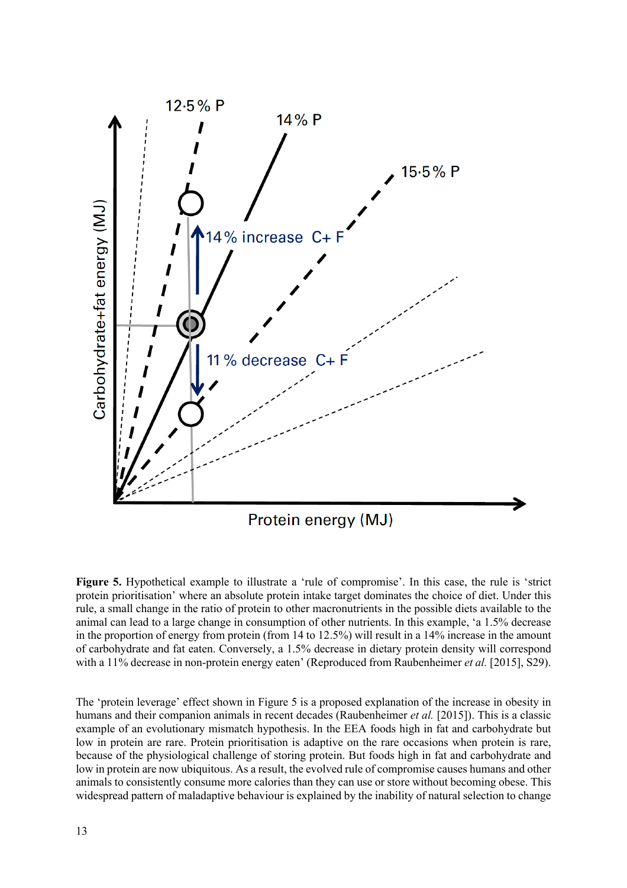**Figure 5.** Hypothetical example to illustrate a 'rule of compromise'. In this case, the rule is 'strict protein prioritisation' where an absolute protein intake target dominates the choice of diet. Under this rule, a small change in the ratio of protein to other macronutrients in the possible diets available to the animal can lead to a large change in consumption of other nutrients. In this example, 'a 1.5% decrease in the proportion of energy from protein (from 14 to 12.5%) will result in a 14% increase in the amount of carbohydrate and fat eaten. Conversely, a 1.5% decrease in dietary protein density will correspond with a 11% decrease in non-protein energy eaten' (Reproduced from Raubenheimer *et al.* [2015], S29).

The 'protein leverage' effect shown in Figure 5 is a proposed explanation of the increase in obesity in humans and their companion animals in recent decades (Raubenheimer *et al.* [2015]). This is a classic example of an evolutionary mismatch hypothesis. In the EEA foods high in fat and carbohydrate but low in protein are rare. Protein prioritisation is adaptive on the rare occasions when protein is rare, because of the physiological challenge of storing protein. But foods high in fat and carbohydrate and low in protein are now ubiquitous. As a result, the evolved rule of compromise causes humans and other animals to consistently consume more calories than they can use or store without becoming obese. This widespread pattern of maladaptive behaviour is explained by the inability of natural selection to change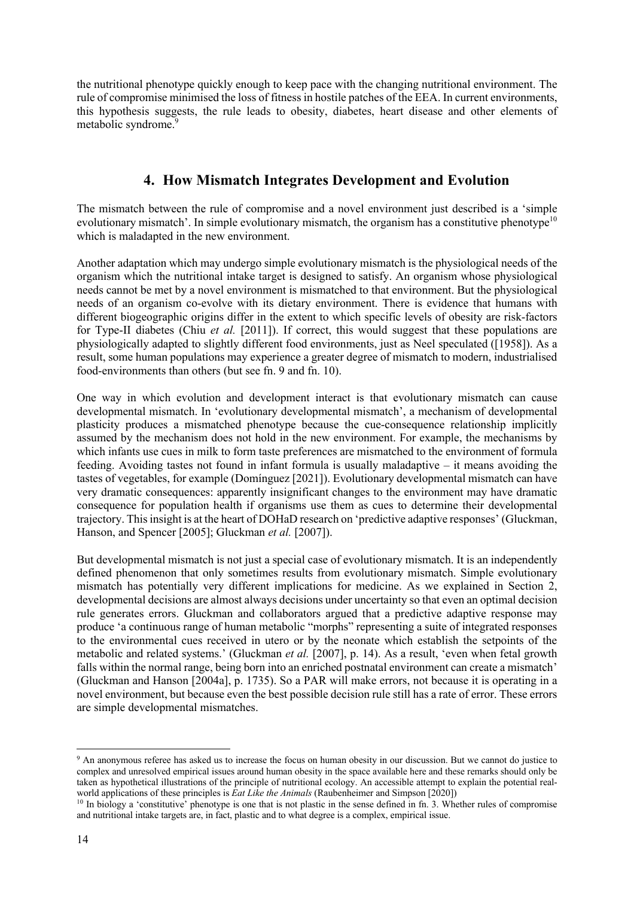the nutritional phenotype quickly enough to keep pace with the changing nutritional environment. The rule of compromise minimised the loss of fitness in hostile patches of the EEA. In current environments, this hypothesis suggests, the rule leads to obesity, diabetes, heart disease and other elements of metabolic syndrome.[9]

## 4. How Mismatch Integrates Development and Evolution

The mismatch between the rule of compromise and a novel environment just described is a 'simple evolutionary mismatch'. In simple evolutionary mismatch, the organism has a constitutive phenotype[10] which is maladapted in the new environment.

Another adaptation which may undergo simple evolutionary mismatch is the physiological needs of the organism which the nutritional intake target is designed to satisfy. An organism whose physiological needs cannot be met by a novel environment is mismatched to that environment. But the physiological needs of an organism co-evolve with its dietary environment. There is evidence that humans with different biogeographic origins differ in the extent to which specific levels of obesity are risk-factors for Type-II diabetes (Chiu *et al.* [2011]). If correct, this would suggest that these populations are physiologically adapted to slightly different food environments, just as Neel speculated ([1958]). As a result, some human populations may experience a greater degree of mismatch to modern, industrialised food-environments than others (but see fn. 9 and fn. 10).

One way in which evolution and development interact is that evolutionary mismatch can cause developmental mismatch. In 'evolutionary developmental mismatch', a mechanism of developmental plasticity produces a mismatched phenotype because the cue-consequence relationship implicitly assumed by the mechanism does not hold in the new environment. For example, the mechanisms by which infants use cues in milk to form taste preferences are mismatched to the environment of formula feeding. Avoiding tastes not found in infant formula is usually maladaptive – it means avoiding the tastes of vegetables, for example (Domínguez [2021]). Evolutionary developmental mismatch can have very dramatic consequences: apparently insignificant changes to the environment may have dramatic consequence for population health if organisms use them as cues to determine their developmental trajectory. This insight is at the heart of DOHaD research on 'predictive adaptive responses' (Gluckman, Hanson, and Spencer [2005]; Gluckman *et al.* [2007]).

But developmental mismatch is not just a special case of evolutionary mismatch. It is an independently defined phenomenon that only sometimes results from evolutionary mismatch. Simple evolutionary mismatch has potentially very different implications for medicine. As we explained in Section 2, developmental decisions are almost always decisions under uncertainty so that even an optimal decision rule generates errors. Gluckman and collaborators argued that a predictive adaptive response may produce 'a continuous range of human metabolic "morphs" representing a suite of integrated responses to the environmental cues received in utero or by the neonate which establish the setpoints of the metabolic and related systems.' (Gluckman *et al.* [2007], p. 14). As a result, 'even when fetal growth falls within the normal range, being born into an enriched postnatal environment can create a mismatch' (Gluckman and Hanson [2004a], p. 1735). So a PAR will make errors, not because it is operating in a novel environment, but because even the best possible decision rule still has a rate of error. These errors are simple developmental mismatches.

---

[9] An anonymous referee has asked us to increase the focus on human obesity in our discussion. But we cannot do justice to complex and unresolved empirical issues around human obesity in the space available here and these remarks should only be taken as hypothetical illustrations of the principle of nutritional ecology. An accessible attempt to explain the potential real-world applications of these principles is *Eat Like the Animals* (Raubenheimer and Simpson [2020])

[10] In biology a 'constitutive' phenotype is one that is not plastic in the sense defined in fn. 3. Whether rules of compromise and nutritional intake targets are, in fact, plastic and to what degree is a complex, empirical issue.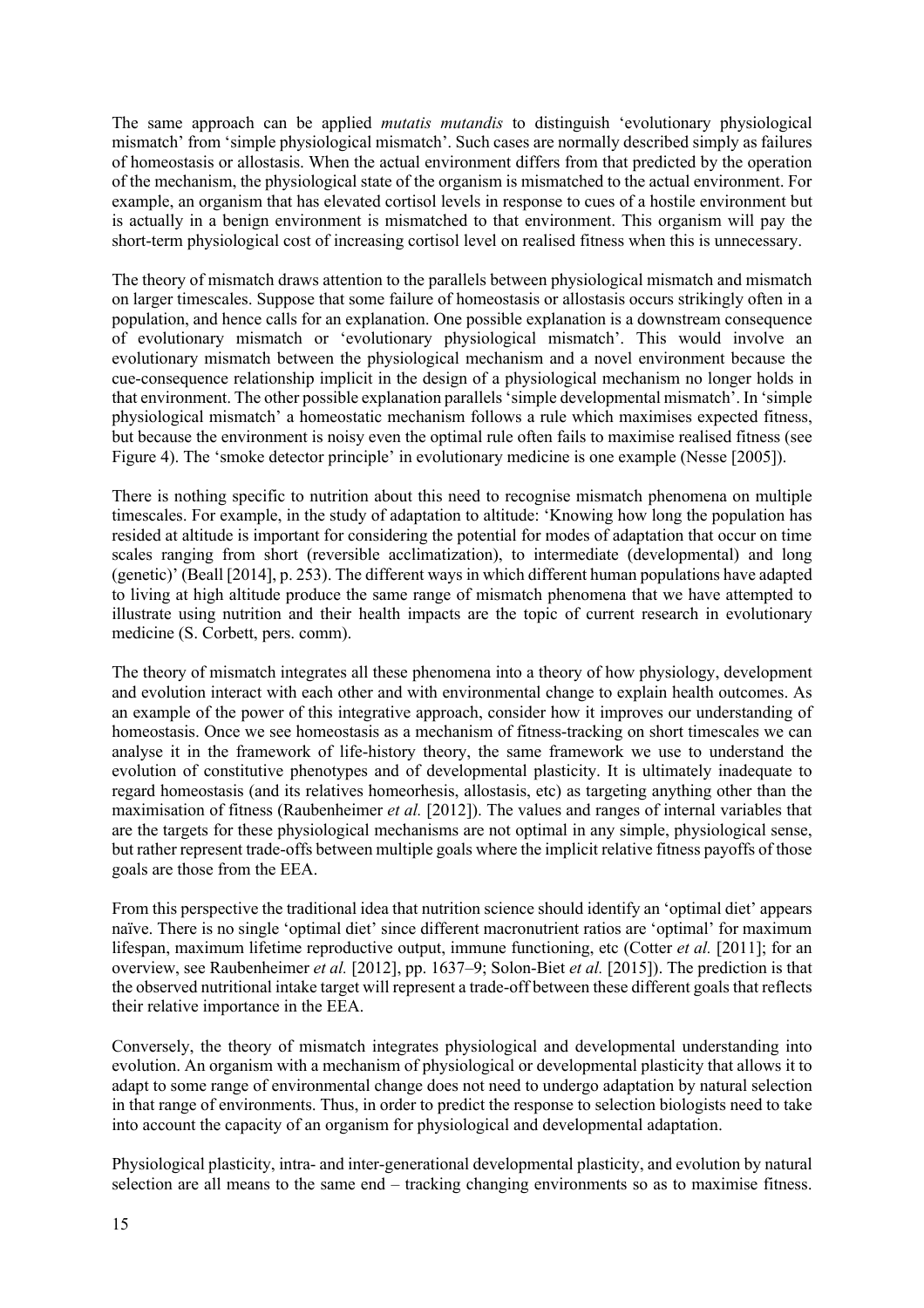The same approach can be applied *mutatis mutandis* to distinguish 'evolutionary physiological mismatch' from 'simple physiological mismatch'. Such cases are normally described simply as failures of homeostasis or allostasis. When the actual environment differs from that predicted by the operation of the mechanism, the physiological state of the organism is mismatched to the actual environment. For example, an organism that has elevated cortisol levels in response to cues of a hostile environment but is actually in a benign environment is mismatched to that environment. This organism will pay the short-term physiological cost of increasing cortisol level on realised fitness when this is unnecessary.

The theory of mismatch draws attention to the parallels between physiological mismatch and mismatch on larger timescales. Suppose that some failure of homeostasis or allostasis occurs strikingly often in a population, and hence calls for an explanation. One possible explanation is a downstream consequence of evolutionary mismatch or 'evolutionary physiological mismatch'. This would involve an evolutionary mismatch between the physiological mechanism and a novel environment because the cue-consequence relationship implicit in the design of a physiological mechanism no longer holds in that environment. The other possible explanation parallels 'simple developmental mismatch'. In 'simple physiological mismatch' a homeostatic mechanism follows a rule which maximises expected fitness, but because the environment is noisy even the optimal rule often fails to maximise realised fitness (see Figure 4). The 'smoke detector principle' in evolutionary medicine is one example (Nesse [2005]).

There is nothing specific to nutrition about this need to recognise mismatch phenomena on multiple timescales. For example, in the study of adaptation to altitude: 'Knowing how long the population has resided at altitude is important for considering the potential for modes of adaptation that occur on time scales ranging from short (reversible acclimatization), to intermediate (developmental) and long (genetic)' (Beall [2014], p. 253). The different ways in which different human populations have adapted to living at high altitude produce the same range of mismatch phenomena that we have attempted to illustrate using nutrition and their health impacts are the topic of current research in evolutionary medicine (S. Corbett, pers. comm).

The theory of mismatch integrates all these phenomena into a theory of how physiology, development and evolution interact with each other and with environmental change to explain health outcomes. As an example of the power of this integrative approach, consider how it improves our understanding of homeostasis. Once we see homeostasis as a mechanism of fitness-tracking on short timescales we can analyse it in the framework of life-history theory, the same framework we use to understand the evolution of constitutive phenotypes and of developmental plasticity. It is ultimately inadequate to regard homeostasis (and its relatives homeorhesis, allostasis, etc) as targeting anything other than the maximisation of fitness (Raubenheimer *et al.* [2012]). The values and ranges of internal variables that are the targets for these physiological mechanisms are not optimal in any simple, physiological sense, but rather represent trade-offs between multiple goals where the implicit relative fitness payoffs of those goals are those from the EEA.

From this perspective the traditional idea that nutrition science should identify an 'optimal diet' appears naïve. There is no single 'optimal diet' since different macronutrient ratios are 'optimal' for maximum lifespan, maximum lifetime reproductive output, immune functioning, etc (Cotter *et al.* [2011]; for an overview, see Raubenheimer *et al.* [2012], pp. 1637–9; Solon-Biet *et al.* [2015]). The prediction is that the observed nutritional intake target will represent a trade-off between these different goals that reflects their relative importance in the EEA.

Conversely, the theory of mismatch integrates physiological and developmental understanding into evolution. An organism with a mechanism of physiological or developmental plasticity that allows it to adapt to some range of environmental change does not need to undergo adaptation by natural selection in that range of environments. Thus, in order to predict the response to selection biologists need to take into account the capacity of an organism for physiological and developmental adaptation.

Physiological plasticity, intra- and inter-generational developmental plasticity, and evolution by natural selection are all means to the same end – tracking changing environments so as to maximise fitness.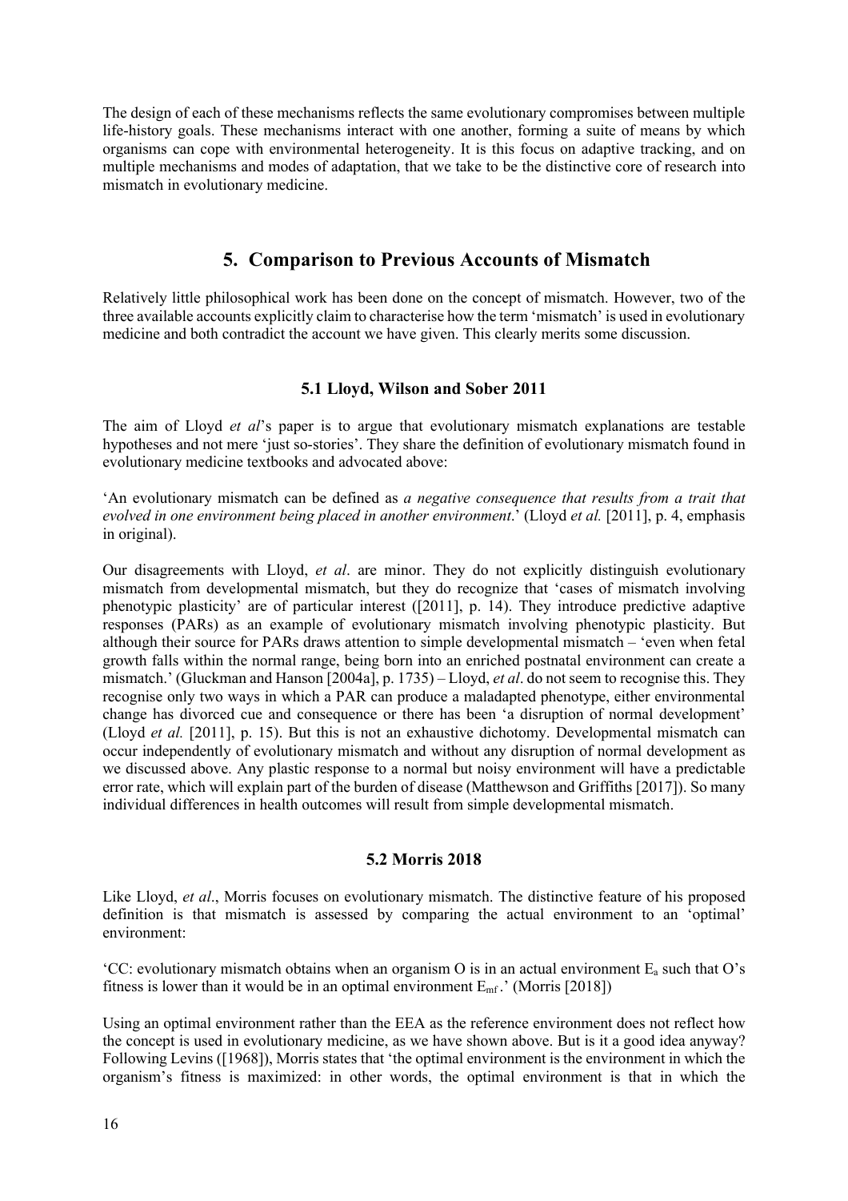The design of each of these mechanisms reflects the same evolutionary compromises between multiple life-history goals. These mechanisms interact with one another, forming a suite of means by which organisms can cope with environmental heterogeneity. It is this focus on adaptive tracking, and on multiple mechanisms and modes of adaptation, that we take to be the distinctive core of research into mismatch in evolutionary medicine.

## 5. Comparison to Previous Accounts of Mismatch

Relatively little philosophical work has been done on the concept of mismatch. However, two of the three available accounts explicitly claim to characterise how the term 'mismatch' is used in evolutionary medicine and both contradict the account we have given. This clearly merits some discussion.

### 5.1 Lloyd, Wilson and Sober 2011

The aim of Lloyd *et al*'s paper is to argue that evolutionary mismatch explanations are testable hypotheses and not mere 'just so-stories'. They share the definition of evolutionary mismatch found in evolutionary medicine textbooks and advocated above:

'An evolutionary mismatch can be defined as *a negative consequence that results from a trait that evolved in one environment being placed in another environment*.' (Lloyd *et al.* [2011], p. 4, emphasis in original).

Our disagreements with Lloyd, *et al*. are minor. They do not explicitly distinguish evolutionary mismatch from developmental mismatch, but they do recognize that 'cases of mismatch involving phenotypic plasticity' are of particular interest ([2011], p. 14). They introduce predictive adaptive responses (PARs) as an example of evolutionary mismatch involving phenotypic plasticity. But although their source for PARs draws attention to simple developmental mismatch – 'even when fetal growth falls within the normal range, being born into an enriched postnatal environment can create a mismatch.' (Gluckman and Hanson [2004a], p. 1735) – Lloyd, *et al*. do not seem to recognise this. They recognise only two ways in which a PAR can produce a maladapted phenotype, either environmental change has divorced cue and consequence or there has been 'a disruption of normal development' (Lloyd *et al.* [2011], p. 15). But this is not an exhaustive dichotomy. Developmental mismatch can occur independently of evolutionary mismatch and without any disruption of normal development as we discussed above. Any plastic response to a normal but noisy environment will have a predictable error rate, which will explain part of the burden of disease (Matthewson and Griffiths [2017]). So many individual differences in health outcomes will result from simple developmental mismatch.

### 5.2 Morris 2018

Like Lloyd, *et al*., Morris focuses on evolutionary mismatch. The distinctive feature of his proposed definition is that mismatch is assessed by comparing the actual environment to an 'optimal' environment:

'CC: evolutionary mismatch obtains when an organism O is in an actual environment $E_a$ such that O's fitness is lower than it would be in an optimal environment $E_{mf}$.' (Morris [2018])

Using an optimal environment rather than the EEA as the reference environment does not reflect how the concept is used in evolutionary medicine, as we have shown above. But is it a good idea anyway? Following Levins ([1968]), Morris states that 'the optimal environment is the environment in which the organism's fitness is maximized: in other words, the optimal environment is that in which the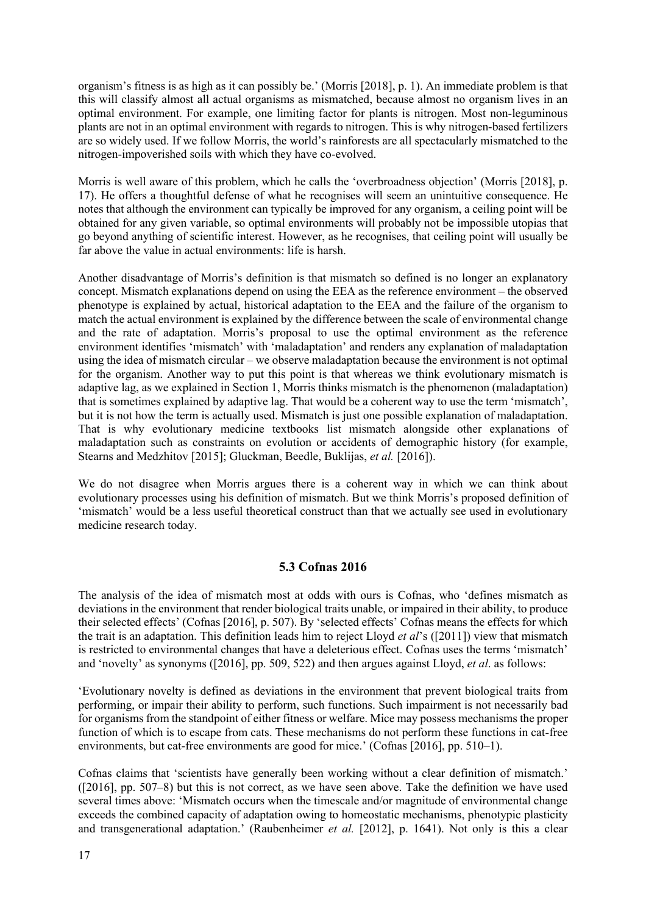organism's fitness is as high as it can possibly be.' (Morris [2018], p. 1). An immediate problem is that this will classify almost all actual organisms as mismatched, because almost no organism lives in an optimal environment. For example, one limiting factor for plants is nitrogen. Most non-leguminous plants are not in an optimal environment with regards to nitrogen. This is why nitrogen-based fertilizers are so widely used. If we follow Morris, the world's rainforests are all spectacularly mismatched to the nitrogen-impoverished soils with which they have co-evolved.

Morris is well aware of this problem, which he calls the 'overbroadness objection' (Morris [2018], p. 17). He offers a thoughtful defense of what he recognises will seem an unintuitive consequence. He notes that although the environment can typically be improved for any organism, a ceiling point will be obtained for any given variable, so optimal environments will probably not be impossible utopias that go beyond anything of scientific interest. However, as he recognises, that ceiling point will usually be far above the value in actual environments: life is harsh.

Another disadvantage of Morris's definition is that mismatch so defined is no longer an explanatory concept. Mismatch explanations depend on using the EEA as the reference environment – the observed phenotype is explained by actual, historical adaptation to the EEA and the failure of the organism to match the actual environment is explained by the difference between the scale of environmental change and the rate of adaptation. Morris's proposal to use the optimal environment as the reference environment identifies 'mismatch' with 'maladaptation' and renders any explanation of maladaptation using the idea of mismatch circular – we observe maladaptation because the environment is not optimal for the organism. Another way to put this point is that whereas we think evolutionary mismatch is adaptive lag, as we explained in Section 1, Morris thinks mismatch is the phenomenon (maladaptation) that is sometimes explained by adaptive lag. That would be a coherent way to use the term 'mismatch', but it is not how the term is actually used. Mismatch is just one possible explanation of maladaptation. That is why evolutionary medicine textbooks list mismatch alongside other explanations of maladaptation such as constraints on evolution or accidents of demographic history (for example, Stearns and Medzhitov [2015]; Gluckman, Beedle, Buklijas, *et al.* [2016]).

We do not disagree when Morris argues there is a coherent way in which we can think about evolutionary processes using his definition of mismatch. But we think Morris's proposed definition of 'mismatch' would be a less useful theoretical construct than that we actually see used in evolutionary medicine research today.

### 5.3 Cofnas 2016

The analysis of the idea of mismatch most at odds with ours is Cofnas, who 'defines mismatch as deviations in the environment that render biological traits unable, or impaired in their ability, to produce their selected effects' (Cofnas [2016], p. 507). By 'selected effects' Cofnas means the effects for which the trait is an adaptation. This definition leads him to reject Lloyd *et al*'s ([2011]) view that mismatch is restricted to environmental changes that have a deleterious effect. Cofnas uses the terms 'mismatch' and 'novelty' as synonyms ([2016], pp. 509, 522) and then argues against Lloyd, *et al*. as follows:

'Evolutionary novelty is defined as deviations in the environment that prevent biological traits from performing, or impair their ability to perform, such functions. Such impairment is not necessarily bad for organisms from the standpoint of either fitness or welfare. Mice may possess mechanisms the proper function of which is to escape from cats. These mechanisms do not perform these functions in cat-free environments, but cat-free environments are good for mice.' (Cofnas [2016], pp. 510–1).

Cofnas claims that 'scientists have generally been working without a clear definition of mismatch.' ([2016], pp. 507–8) but this is not correct, as we have seen above. Take the definition we have used several times above: 'Mismatch occurs when the timescale and/or magnitude of environmental change exceeds the combined capacity of adaptation owing to homeostatic mechanisms, phenotypic plasticity and transgenerational adaptation.' (Raubenheimer *et al.* [2012], p. 1641). Not only is this a clear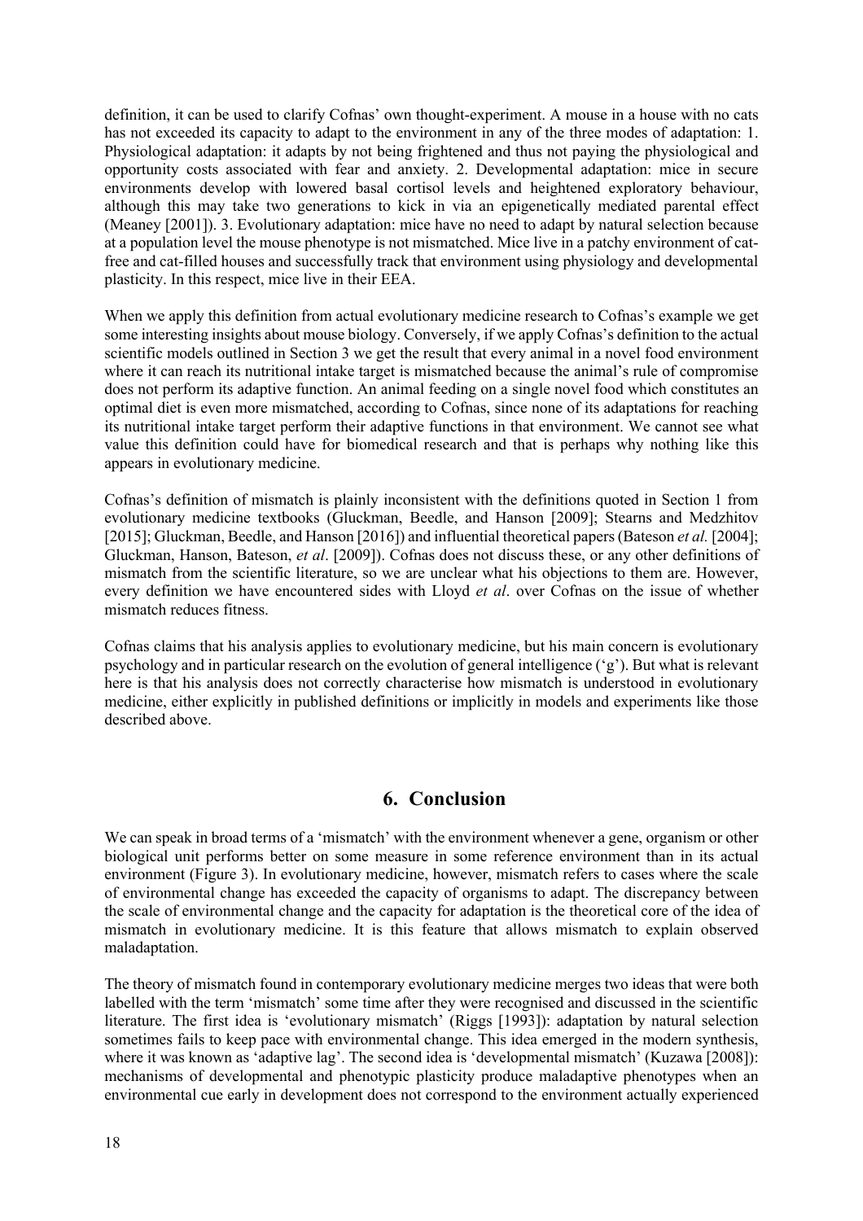definition, it can be used to clarify Cofnas' own thought-experiment. A mouse in a house with no cats has not exceeded its capacity to adapt to the environment in any of the three modes of adaptation: 1. Physiological adaptation: it adapts by not being frightened and thus not paying the physiological and opportunity costs associated with fear and anxiety. 2. Developmental adaptation: mice in secure environments develop with lowered basal cortisol levels and heightened exploratory behaviour, although this may take two generations to kick in via an epigenetically mediated parental effect (Meaney [2001]). 3. Evolutionary adaptation: mice have no need to adapt by natural selection because at a population level the mouse phenotype is not mismatched. Mice live in a patchy environment of cat-free and cat-filled houses and successfully track that environment using physiology and developmental plasticity. In this respect, mice live in their EEA.

When we apply this definition from actual evolutionary medicine research to Cofnas's example we get some interesting insights about mouse biology. Conversely, if we apply Cofnas's definition to the actual scientific models outlined in Section 3 we get the result that every animal in a novel food environment where it can reach its nutritional intake target is mismatched because the animal's rule of compromise does not perform its adaptive function. An animal feeding on a single novel food which constitutes an optimal diet is even more mismatched, according to Cofnas, since none of its adaptations for reaching its nutritional intake target perform their adaptive functions in that environment. We cannot see what value this definition could have for biomedical research and that is perhaps why nothing like this appears in evolutionary medicine.

Cofnas's definition of mismatch is plainly inconsistent with the definitions quoted in Section 1 from evolutionary medicine textbooks (Gluckman, Beedle, and Hanson [2009]; Stearns and Medzhitov [2015]; Gluckman, Beedle, and Hanson [2016]) and influential theoretical papers (Bateson *et al.* [2004]; Gluckman, Hanson, Bateson, *et al*. [2009]). Cofnas does not discuss these, or any other definitions of mismatch from the scientific literature, so we are unclear what his objections to them are. However, every definition we have encountered sides with Lloyd *et al*. over Cofnas on the issue of whether mismatch reduces fitness.

Cofnas claims that his analysis applies to evolutionary medicine, but his main concern is evolutionary psychology and in particular research on the evolution of general intelligence ('g'). But what is relevant here is that his analysis does not correctly characterise how mismatch is understood in evolutionary medicine, either explicitly in published definitions or implicitly in models and experiments like those described above.

## 6. Conclusion

We can speak in broad terms of a 'mismatch' with the environment whenever a gene, organism or other biological unit performs better on some measure in some reference environment than in its actual environment (Figure 3). In evolutionary medicine, however, mismatch refers to cases where the scale of environmental change has exceeded the capacity of organisms to adapt. The discrepancy between the scale of environmental change and the capacity for adaptation is the theoretical core of the idea of mismatch in evolutionary medicine. It is this feature that allows mismatch to explain observed maladaptation.

The theory of mismatch found in contemporary evolutionary medicine merges two ideas that were both labelled with the term 'mismatch' some time after they were recognised and discussed in the scientific literature. The first idea is 'evolutionary mismatch' (Riggs [1993]): adaptation by natural selection sometimes fails to keep pace with environmental change. This idea emerged in the modern synthesis, where it was known as 'adaptive lag'. The second idea is 'developmental mismatch' (Kuzawa [2008]): mechanisms of developmental and phenotypic plasticity produce maladaptive phenotypes when an environmental cue early in development does not correspond to the environment actually experienced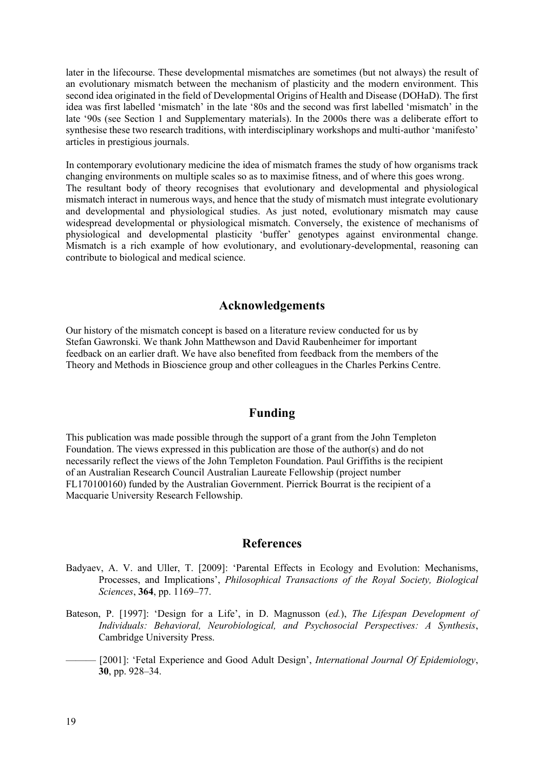later in the lifecourse. These developmental mismatches are sometimes (but not always) the result of an evolutionary mismatch between the mechanism of plasticity and the modern environment. This second idea originated in the field of Developmental Origins of Health and Disease (DOHaD). The first idea was first labelled 'mismatch' in the late '80s and the second was first labelled 'mismatch' in the late '90s (see Section 1 and Supplementary materials). In the 2000s there was a deliberate effort to synthesise these two research traditions, with interdisciplinary workshops and multi-author 'manifesto' articles in prestigious journals.

In contemporary evolutionary medicine the idea of mismatch frames the study of how organisms track changing environments on multiple scales so as to maximise fitness, and of where this goes wrong. The resultant body of theory recognises that evolutionary and developmental and physiological mismatch interact in numerous ways, and hence that the study of mismatch must integrate evolutionary and developmental and physiological studies. As just noted, evolutionary mismatch may cause widespread developmental or physiological mismatch. Conversely, the existence of mechanisms of physiological and developmental plasticity 'buffer' genotypes against environmental change. Mismatch is a rich example of how evolutionary, and evolutionary-developmental, reasoning can contribute to biological and medical science.

## Acknowledgements

Our history of the mismatch concept is based on a literature review conducted for us by Stefan Gawronski. We thank John Matthewson and David Raubenheimer for important feedback on an earlier draft. We have also benefited from feedback from the members of the Theory and Methods in Bioscience group and other colleagues in the Charles Perkins Centre.

## Funding

This publication was made possible through the support of a grant from the John Templeton Foundation. The views expressed in this publication are those of the author(s) and do not necessarily reflect the views of the John Templeton Foundation. Paul Griffiths is the recipient of an Australian Research Council Australian Laureate Fellowship (project number FL170100160) funded by the Australian Government. Pierrick Bourrat is the recipient of a Macquarie University Research Fellowship.

## References

Badyaev, A. V. and Uller, T. [2009]: 'Parental Effects in Ecology and Evolution: Mechanisms, Processes, and Implications', *Philosophical Transactions of the Royal Society, Biological Sciences*, **364**, pp. 1169–77.

Bateson, P. [1997]: 'Design for a Life', in D. Magnusson (*ed.*), *The Lifespan Development of Individuals: Behavioral, Neurobiological, and Psychosocial Perspectives: A Synthesis*, Cambridge University Press.

——— [2001]: 'Fetal Experience and Good Adult Design', *International Journal Of Epidemiology*, **30**, pp. 928–34.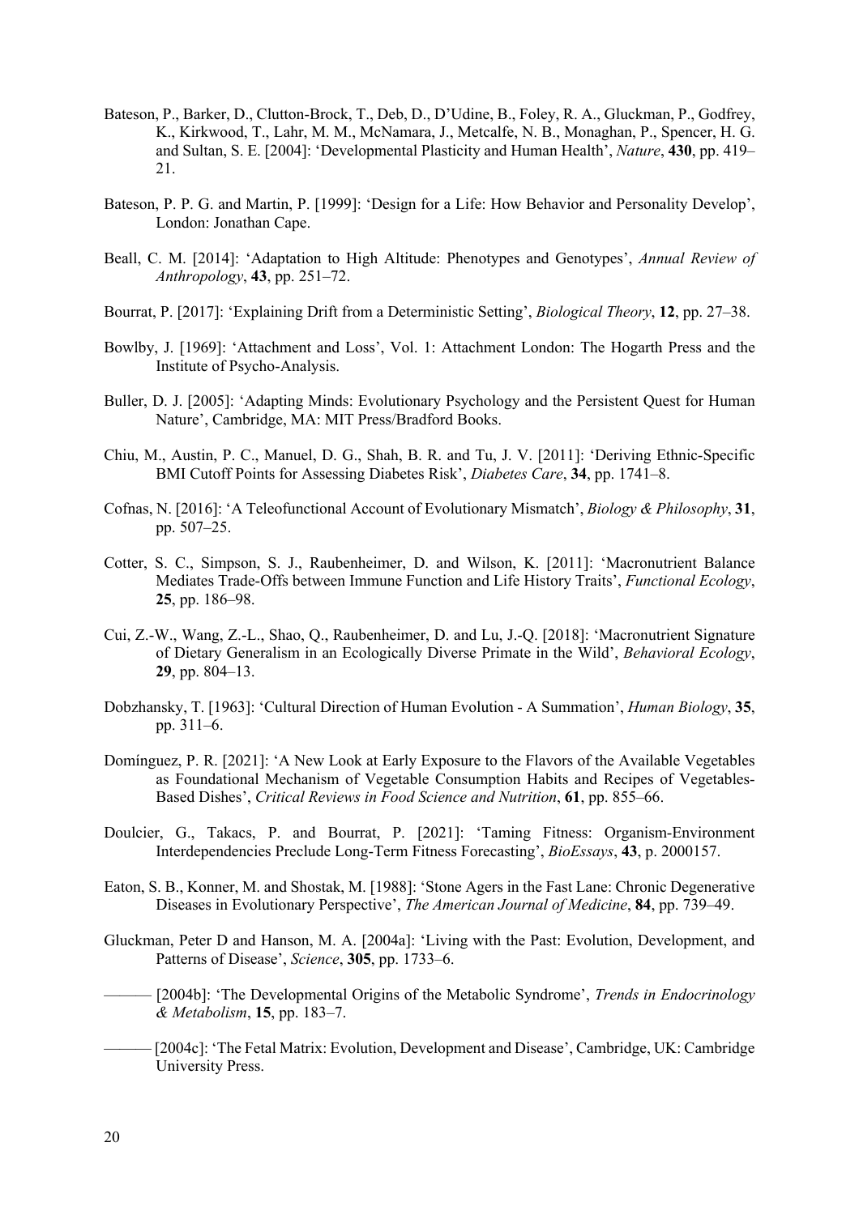Bateson, P., Barker, D., Clutton-Brock, T., Deb, D., D'Udine, B., Foley, R. A., Gluckman, P., Godfrey, K., Kirkwood, T., Lahr, M. M., McNamara, J., Metcalfe, N. B., Monaghan, P., Spencer, H. G. and Sultan, S. E. [2004]: 'Developmental Plasticity and Human Health', *Nature*, **430**, pp. 419–21.

Bateson, P. P. G. and Martin, P. [1999]: 'Design for a Life: How Behavior and Personality Develop', London: Jonathan Cape.

Beall, C. M. [2014]: 'Adaptation to High Altitude: Phenotypes and Genotypes', *Annual Review of Anthropology*, **43**, pp. 251–72.

Bourrat, P. [2017]: 'Explaining Drift from a Deterministic Setting', *Biological Theory*, **12**, pp. 27–38.

Bowlby, J. [1969]: 'Attachment and Loss', Vol. 1: Attachment London: The Hogarth Press and the Institute of Psycho-Analysis.

Buller, D. J. [2005]: 'Adapting Minds: Evolutionary Psychology and the Persistent Quest for Human Nature', Cambridge, MA: MIT Press/Bradford Books.

Chiu, M., Austin, P. C., Manuel, D. G., Shah, B. R. and Tu, J. V. [2011]: 'Deriving Ethnic-Specific BMI Cutoff Points for Assessing Diabetes Risk', *Diabetes Care*, **34**, pp. 1741–8.

Cofnas, N. [2016]: 'A Teleofunctional Account of Evolutionary Mismatch', *Biology & Philosophy*, **31**, pp. 507–25.

Cotter, S. C., Simpson, S. J., Raubenheimer, D. and Wilson, K. [2011]: 'Macronutrient Balance Mediates Trade-Offs between Immune Function and Life History Traits', *Functional Ecology*, **25**, pp. 186–98.

Cui, Z.-W., Wang, Z.-L., Shao, Q., Raubenheimer, D. and Lu, J.-Q. [2018]: 'Macronutrient Signature of Dietary Generalism in an Ecologically Diverse Primate in the Wild', *Behavioral Ecology*, **29**, pp. 804–13.

Dobzhansky, T. [1963]: 'Cultural Direction of Human Evolution - A Summation', *Human Biology*, **35**, pp. 311–6.

Domínguez, P. R. [2021]: 'A New Look at Early Exposure to the Flavors of the Available Vegetables as Foundational Mechanism of Vegetable Consumption Habits and Recipes of Vegetables-Based Dishes', *Critical Reviews in Food Science and Nutrition*, **61**, pp. 855–66.

Doulcier, G., Takacs, P. and Bourrat, P. [2021]: 'Taming Fitness: Organism-Environment Interdependencies Preclude Long-Term Fitness Forecasting', *BioEssays*, **43**, p. 2000157.

Eaton, S. B., Konner, M. and Shostak, M. [1988]: 'Stone Agers in the Fast Lane: Chronic Degenerative Diseases in Evolutionary Perspective', *The American Journal of Medicine*, **84**, pp. 739–49.

Gluckman, Peter D and Hanson, M. A. [2004a]: 'Living with the Past: Evolution, Development, and Patterns of Disease', *Science*, **305**, pp. 1733–6.

——— [2004b]: 'The Developmental Origins of the Metabolic Syndrome', *Trends in Endocrinology & Metabolism*, **15**, pp. 183–7.

——— [2004c]: 'The Fetal Matrix: Evolution, Development and Disease', Cambridge, UK: Cambridge University Press.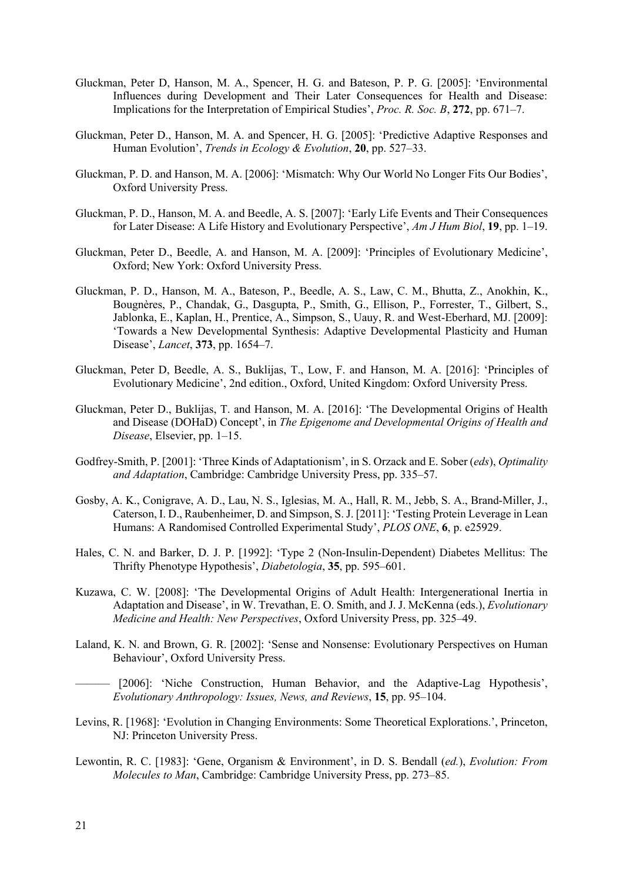Gluckman, Peter D, Hanson, M. A., Spencer, H. G. and Bateson, P. P. G. [2005]: 'Environmental Influences during Development and Their Later Consequences for Health and Disease: Implications for the Interpretation of Empirical Studies', *Proc. R. Soc. B*, **272**, pp. 671–7.

Gluckman, Peter D., Hanson, M. A. and Spencer, H. G. [2005]: 'Predictive Adaptive Responses and Human Evolution', *Trends in Ecology & Evolution*, **20**, pp. 527–33.

Gluckman, P. D. and Hanson, M. A. [2006]: 'Mismatch: Why Our World No Longer Fits Our Bodies', Oxford University Press.

Gluckman, P. D., Hanson, M. A. and Beedle, A. S. [2007]: 'Early Life Events and Their Consequences for Later Disease: A Life History and Evolutionary Perspective', *Am J Hum Biol*, **19**, pp. 1–19.

Gluckman, Peter D., Beedle, A. and Hanson, M. A. [2009]: 'Principles of Evolutionary Medicine', Oxford; New York: Oxford University Press.

Gluckman, P. D., Hanson, M. A., Bateson, P., Beedle, A. S., Law, C. M., Bhutta, Z., Anokhin, K., Bougnères, P., Chandak, G., Dasgupta, P., Smith, G., Ellison, P., Forrester, T., Gilbert, S., Jablonka, E., Kaplan, H., Prentice, A., Simpson, S., Uauy, R. and West-Eberhard, MJ. [2009]: 'Towards a New Developmental Synthesis: Adaptive Developmental Plasticity and Human Disease', *Lancet*, **373**, pp. 1654–7.

Gluckman, Peter D, Beedle, A. S., Buklijas, T., Low, F. and Hanson, M. A. [2016]: 'Principles of Evolutionary Medicine', 2nd edition., Oxford, United Kingdom: Oxford University Press.

Gluckman, Peter D., Buklijas, T. and Hanson, M. A. [2016]: 'The Developmental Origins of Health and Disease (DOHaD) Concept', in *The Epigenome and Developmental Origins of Health and Disease*, Elsevier, pp. 1–15.

Godfrey-Smith, P. [2001]: 'Three Kinds of Adaptationism', in S. Orzack and E. Sober (*eds*), *Optimality and Adaptation*, Cambridge: Cambridge University Press, pp. 335–57.

Gosby, A. K., Conigrave, A. D., Lau, N. S., Iglesias, M. A., Hall, R. M., Jebb, S. A., Brand-Miller, J., Caterson, I. D., Raubenheimer, D. and Simpson, S. J. [2011]: 'Testing Protein Leverage in Lean Humans: A Randomised Controlled Experimental Study', *PLOS ONE*, **6**, p. e25929.

Hales, C. N. and Barker, D. J. P. [1992]: 'Type 2 (Non-Insulin-Dependent) Diabetes Mellitus: The Thrifty Phenotype Hypothesis', *Diabetologia*, **35**, pp. 595–601.

Kuzawa, C. W. [2008]: 'The Developmental Origins of Adult Health: Intergenerational Inertia in Adaptation and Disease', in W. Trevathan, E. O. Smith, and J. J. McKenna (eds.), *Evolutionary Medicine and Health: New Perspectives*, Oxford University Press, pp. 325–49.

Laland, K. N. and Brown, G. R. [2002]: 'Sense and Nonsense: Evolutionary Perspectives on Human Behaviour', Oxford University Press.

——— [2006]: 'Niche Construction, Human Behavior, and the Adaptive-Lag Hypothesis', *Evolutionary Anthropology: Issues, News, and Reviews*, **15**, pp. 95–104.

Levins, R. [1968]: 'Evolution in Changing Environments: Some Theoretical Explorations.', Princeton, NJ: Princeton University Press.

Lewontin, R. C. [1983]: 'Gene, Organism & Environment', in D. S. Bendall (*ed.*), *Evolution: From Molecules to Man*, Cambridge: Cambridge University Press, pp. 273–85.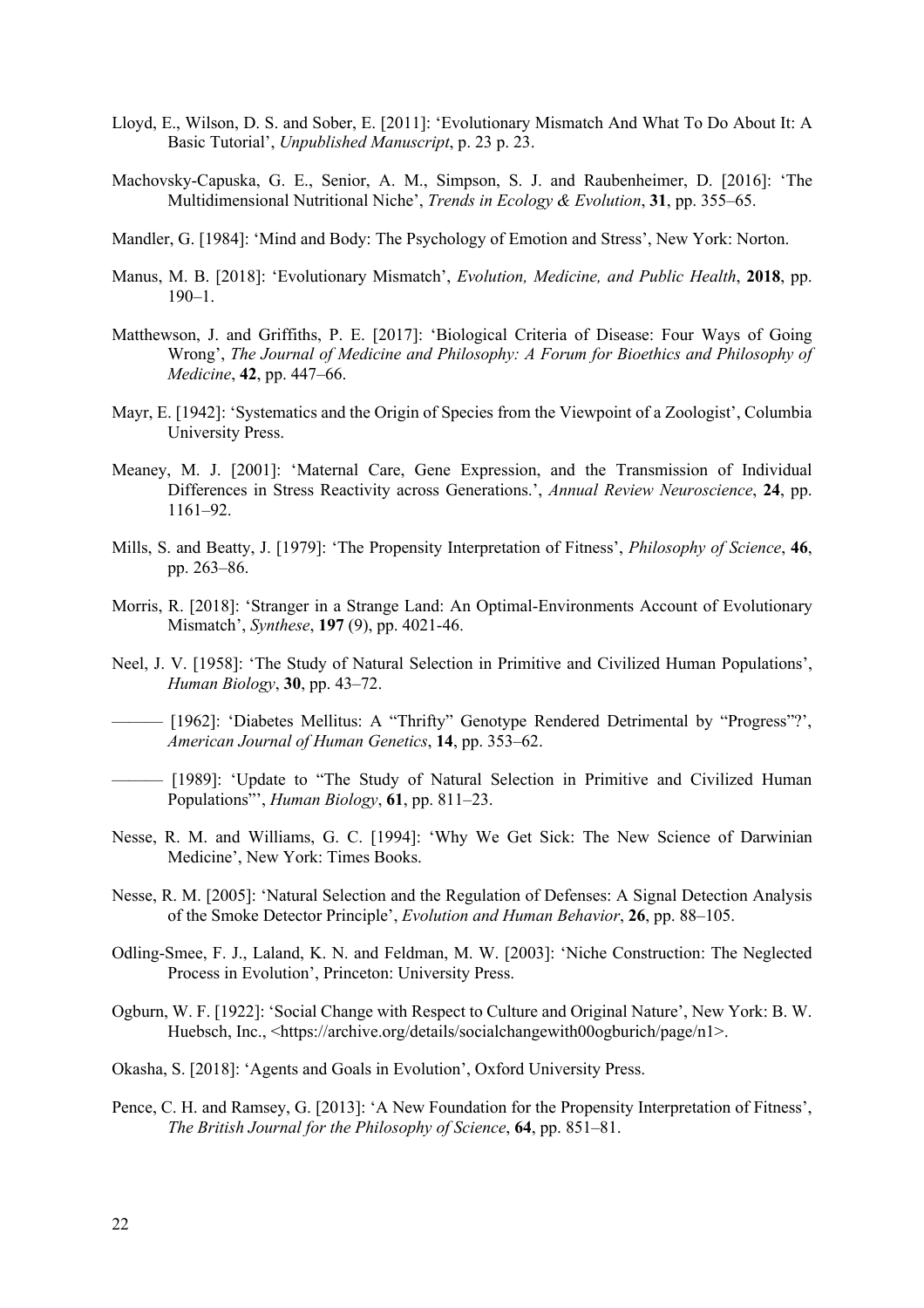Lloyd, E., Wilson, D. S. and Sober, E. [2011]: 'Evolutionary Mismatch And What To Do About It: A Basic Tutorial', *Unpublished Manuscript*, p. 23 p. 23.

Machovsky-Capuska, G. E., Senior, A. M., Simpson, S. J. and Raubenheimer, D. [2016]: 'The Multidimensional Nutritional Niche', *Trends in Ecology & Evolution*, **31**, pp. 355–65.

Mandler, G. [1984]: 'Mind and Body: The Psychology of Emotion and Stress', New York: Norton.

Manus, M. B. [2018]: 'Evolutionary Mismatch', *Evolution, Medicine, and Public Health*, **2018**, pp. 190–1.

Matthewson, J. and Griffiths, P. E. [2017]: 'Biological Criteria of Disease: Four Ways of Going Wrong', *The Journal of Medicine and Philosophy: A Forum for Bioethics and Philosophy of Medicine*, **42**, pp. 447–66.

Mayr, E. [1942]: 'Systematics and the Origin of Species from the Viewpoint of a Zoologist', Columbia University Press.

Meaney, M. J. [2001]: 'Maternal Care, Gene Expression, and the Transmission of Individual Differences in Stress Reactivity across Generations.', *Annual Review Neuroscience*, **24**, pp. 1161–92.

Mills, S. and Beatty, J. [1979]: 'The Propensity Interpretation of Fitness', *Philosophy of Science*, **46**, pp. 263–86.

Morris, R. [2018]: 'Stranger in a Strange Land: An Optimal-Environments Account of Evolutionary Mismatch', *Synthese*, **197** (9), pp. 4021-46.

Neel, J. V. [1958]: 'The Study of Natural Selection in Primitive and Civilized Human Populations', *Human Biology*, **30**, pp. 43–72.

——— [1962]: 'Diabetes Mellitus: A "Thrifty" Genotype Rendered Detrimental by "Progress"?', *American Journal of Human Genetics*, **14**, pp. 353–62.

——— [1989]: 'Update to "The Study of Natural Selection in Primitive and Civilized Human Populations"', *Human Biology*, **61**, pp. 811–23.

Nesse, R. M. and Williams, G. C. [1994]: 'Why We Get Sick: The New Science of Darwinian Medicine', New York: Times Books.

Nesse, R. M. [2005]: 'Natural Selection and the Regulation of Defenses: A Signal Detection Analysis of the Smoke Detector Principle', *Evolution and Human Behavior*, **26**, pp. 88–105.

Odling-Smee, F. J., Laland, K. N. and Feldman, M. W. [2003]: 'Niche Construction: The Neglected Process in Evolution', Princeton: University Press.

Ogburn, W. F. [1922]: 'Social Change with Respect to Culture and Original Nature', New York: B. W. Huebsch, Inc., <https://archive.org/details/socialchangewith00ogburich/page/n1>.

Okasha, S. [2018]: 'Agents and Goals in Evolution', Oxford University Press.

Pence, C. H. and Ramsey, G. [2013]: 'A New Foundation for the Propensity Interpretation of Fitness', *The British Journal for the Philosophy of Science*, **64**, pp. 851–81.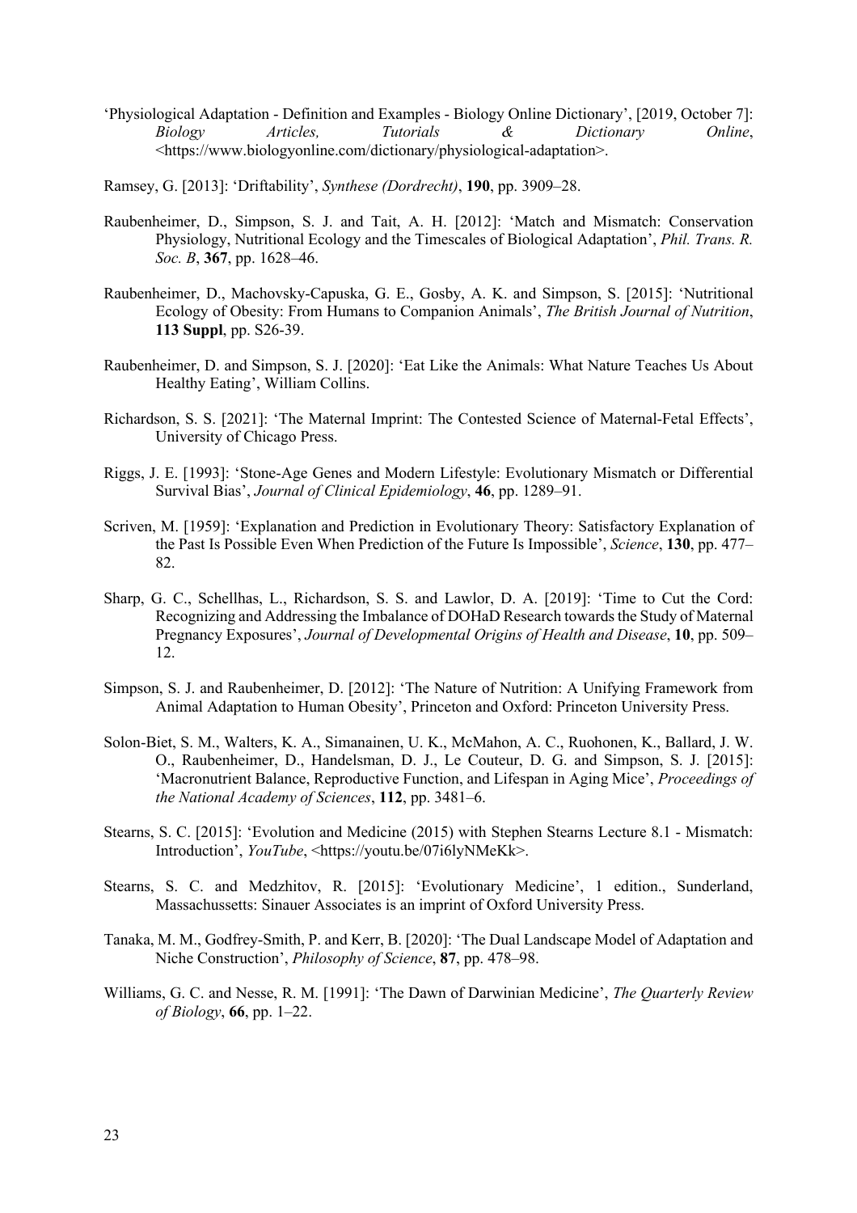'Physiological Adaptation - Definition and Examples - Biology Online Dictionary', [2019, October 7]: *Biology Articles, Tutorials & Dictionary Online*, <https://www.biologyonline.com/dictionary/physiological-adaptation>.

Ramsey, G. [2013]: 'Driftability', *Synthese (Dordrecht)*, **190**, pp. 3909–28.

Raubenheimer, D., Simpson, S. J. and Tait, A. H. [2012]: 'Match and Mismatch: Conservation Physiology, Nutritional Ecology and the Timescales of Biological Adaptation', *Phil. Trans. R. Soc. B*, **367**, pp. 1628–46.

Raubenheimer, D., Machovsky-Capuska, G. E., Gosby, A. K. and Simpson, S. [2015]: 'Nutritional Ecology of Obesity: From Humans to Companion Animals', *The British Journal of Nutrition*, **113 Suppl**, pp. S26-39.

Raubenheimer, D. and Simpson, S. J. [2020]: 'Eat Like the Animals: What Nature Teaches Us About Healthy Eating', William Collins.

Richardson, S. S. [2021]: 'The Maternal Imprint: The Contested Science of Maternal-Fetal Effects', University of Chicago Press.

Riggs, J. E. [1993]: 'Stone-Age Genes and Modern Lifestyle: Evolutionary Mismatch or Differential Survival Bias', *Journal of Clinical Epidemiology*, **46**, pp. 1289–91.

Scriven, M. [1959]: 'Explanation and Prediction in Evolutionary Theory: Satisfactory Explanation of the Past Is Possible Even When Prediction of the Future Is Impossible', *Science*, **130**, pp. 477–82.

Sharp, G. C., Schellhas, L., Richardson, S. S. and Lawlor, D. A. [2019]: 'Time to Cut the Cord: Recognizing and Addressing the Imbalance of DOHaD Research towards the Study of Maternal Pregnancy Exposures', *Journal of Developmental Origins of Health and Disease*, **10**, pp. 509–12.

Simpson, S. J. and Raubenheimer, D. [2012]: 'The Nature of Nutrition: A Unifying Framework from Animal Adaptation to Human Obesity', Princeton and Oxford: Princeton University Press.

Solon-Biet, S. M., Walters, K. A., Simanainen, U. K., McMahon, A. C., Ruohonen, K., Ballard, J. W. O., Raubenheimer, D., Handelsman, D. J., Le Couteur, D. G. and Simpson, S. J. [2015]: 'Macronutrient Balance, Reproductive Function, and Lifespan in Aging Mice', *Proceedings of the National Academy of Sciences*, **112**, pp. 3481–6.

Stearns, S. C. [2015]: 'Evolution and Medicine (2015) with Stephen Stearns Lecture 8.1 - Mismatch: Introduction', *YouTube*, <https://youtu.be/07i6lyNMeKk>.

Stearns, S. C. and Medzhitov, R. [2015]: 'Evolutionary Medicine', 1 edition., Sunderland, Massachussetts: Sinauer Associates is an imprint of Oxford University Press.

Tanaka, M. M., Godfrey-Smith, P. and Kerr, B. [2020]: 'The Dual Landscape Model of Adaptation and Niche Construction', *Philosophy of Science*, **87**, pp. 478–98.

Williams, G. C. and Nesse, R. M. [1991]: 'The Dawn of Darwinian Medicine', *The Quarterly Review of Biology*, **66**, pp. 1–22.